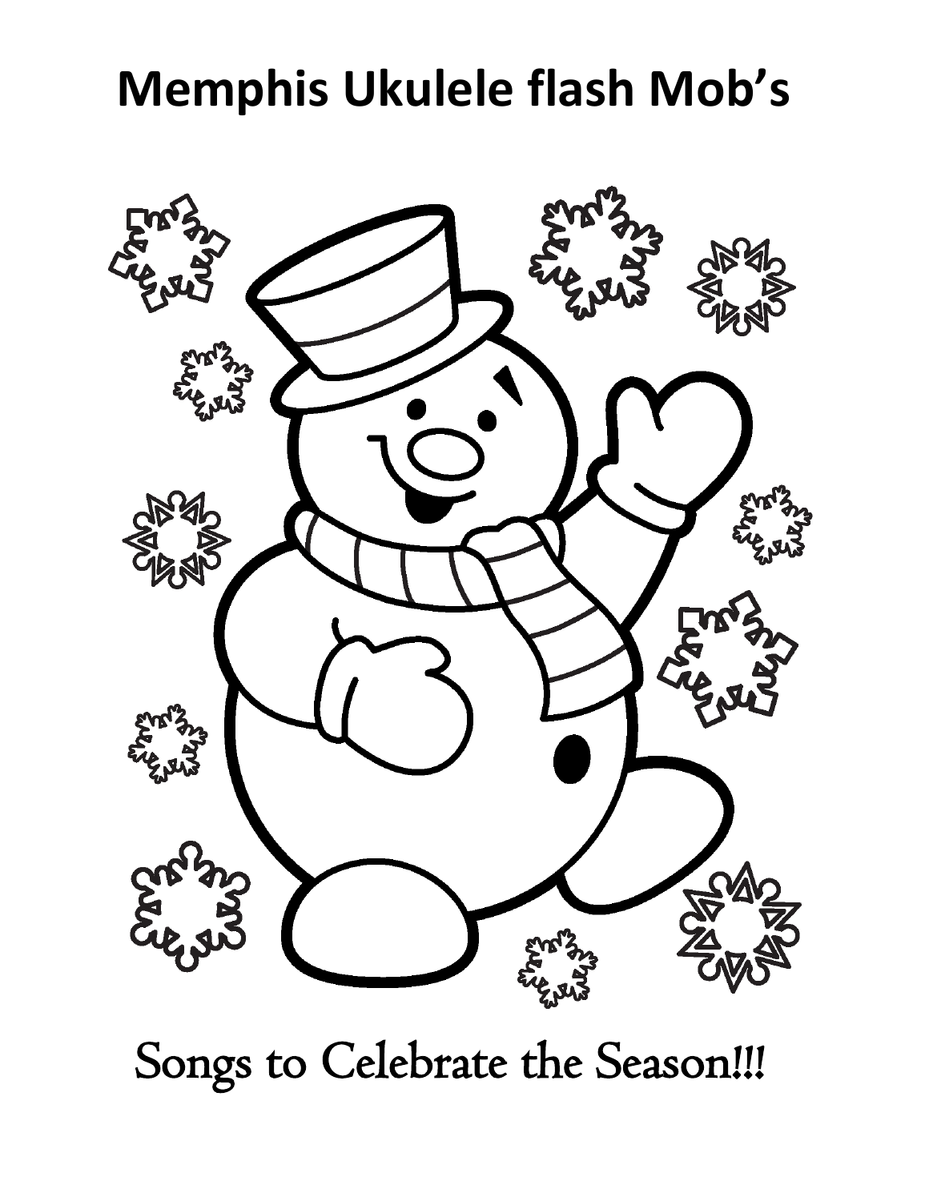# Memphis Ukulele flash Mob's

Songs to Celebrate the Season!!!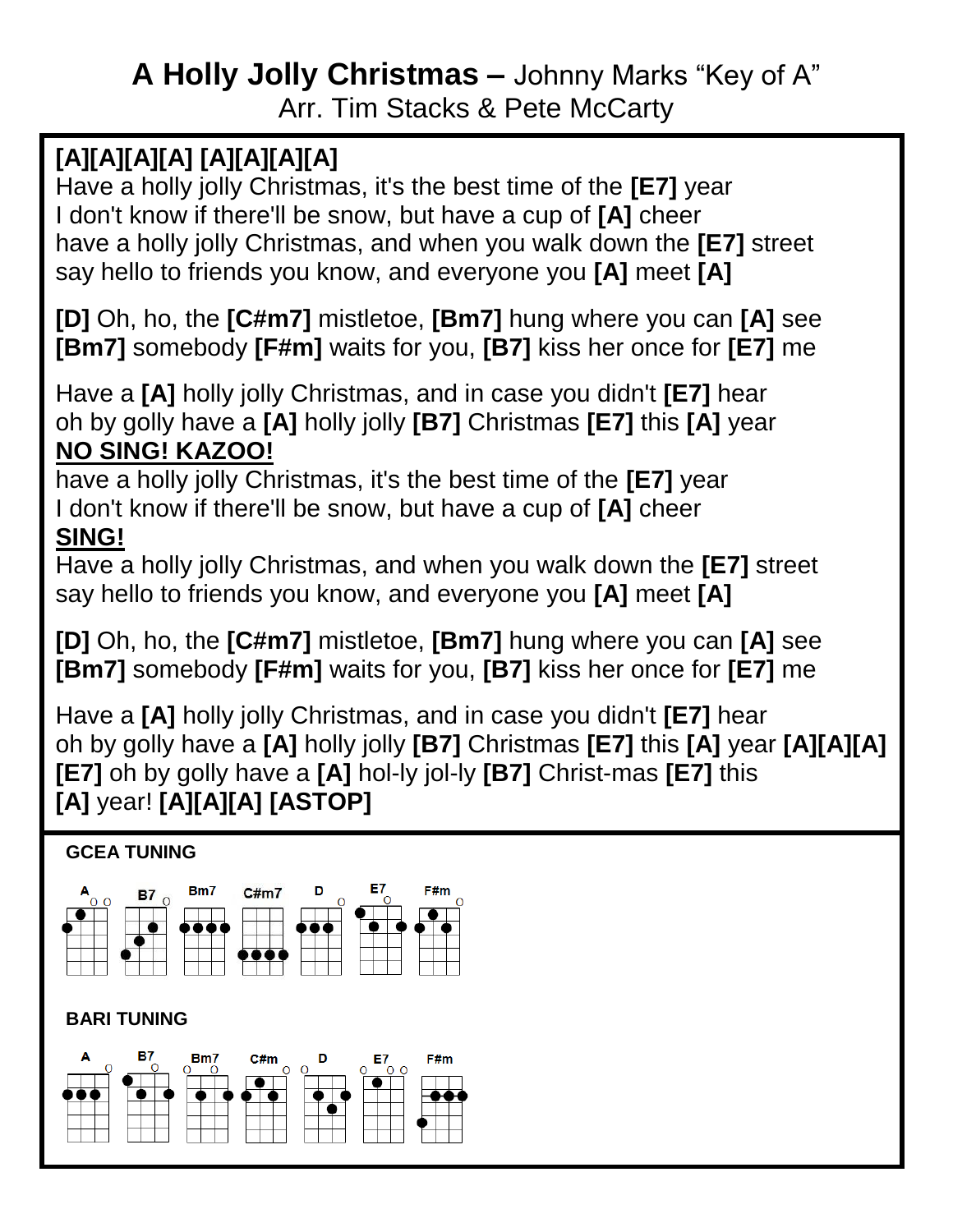# A Holly Jolly Christmas – Johnny Marks "Key of A"

Arr. Tim Stacks & Pete McCarty

**[A][A][A][A] [A][A][A][A]**
Have a holly jolly Christmas, it's the best time of the **[E7]** year
I don't know if there'll be snow, but have a cup of **[A]** cheer
have a holly jolly Christmas, and when you walk down the **[E7]** street
say hello to friends you know, and everyone you **[A]** meet **[A]**

**[D]** Oh, ho, the **[C#m7]** mistletoe, **[Bm7]** hung where you can **[A]** see
**[Bm7]** somebody **[F#m]** waits for you, **[B7]** kiss her once for **[E7]** me

Have a **[A]** holly jolly Christmas, and in case you didn't **[E7]** hear
oh by golly have a **[A]** holly jolly **[B7]** Christmas **[E7]** this **[A]** year
**NO SING! KAZOO!**
have a holly jolly Christmas, it's the best time of the **[E7]** year
I don't know if there'll be snow, but have a cup of **[A]** cheer
**SING!**
Have a holly jolly Christmas, and when you walk down the **[E7]** street
say hello to friends you know, and everyone you **[A]** meet **[A]**

**[D]** Oh, ho, the **[C#m7]** mistletoe, **[Bm7]** hung where you can **[A]** see
**[Bm7]** somebody **[F#m]** waits for you, **[B7]** kiss her once for **[E7]** me

Have a **[A]** holly jolly Christmas, and in case you didn't **[E7]** hear
oh by golly have a **[A]** holly jolly **[B7]** Christmas **[E7]** this **[A]** year **[A][A][A]**
**[E7]** oh by golly have a **[A]** hol-ly jol-ly **[B7]** Christ-mas **[E7]** this
**[A]** year! **[A][A][A] [ASTOP]**

**GCEA TUNING**

A B7 Bm7 C#m7 D E7 F#m

**BARI TUNING**

A B7 Bm7 C#m D E7 F#m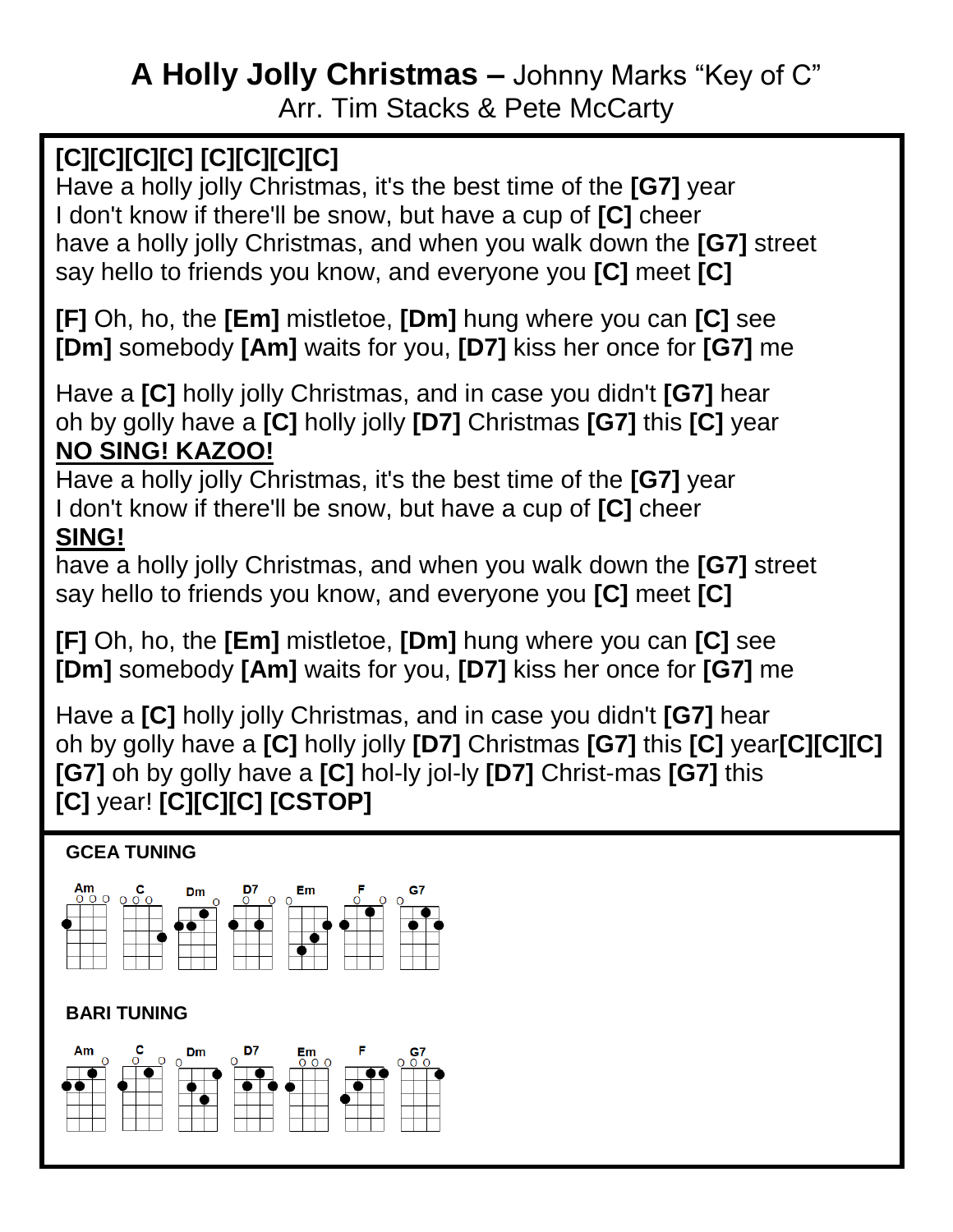# **A Holly Jolly Christmas –** Johnny Marks "Key of C"

Arr. Tim Stacks & Pete McCarty

**[C][C][C][C] [C][C][C][C]**
Have a holly jolly Christmas, it's the best time of the **[G7]** year
I don't know if there'll be snow, but have a cup of **[C]** cheer
have a holly jolly Christmas, and when you walk down the **[G7]** street
say hello to friends you know, and everyone you **[C]** meet **[C]**

**[F]** Oh, ho, the **[Em]** mistletoe, **[Dm]** hung where you can **[C]** see
**[Dm]** somebody **[Am]** waits for you, **[D7]** kiss her once for **[G7]** me

Have a **[C]** holly jolly Christmas, and in case you didn't **[G7]** hear
oh by golly have a **[C]** holly jolly **[D7]** Christmas **[G7]** this **[C]** year
**NO SING! KAZOO!**
Have a holly jolly Christmas, it's the best time of the **[G7]** year
I don't know if there'll be snow, but have a cup of **[C]** cheer
**SING!**
have a holly jolly Christmas, and when you walk down the **[G7]** street
say hello to friends you know, and everyone you **[C]** meet **[C]**

**[F]** Oh, ho, the **[Em]** mistletoe, **[Dm]** hung where you can **[C]** see
**[Dm]** somebody **[Am]** waits for you, **[D7]** kiss her once for **[G7]** me

Have a **[C]** holly jolly Christmas, and in case you didn't **[G7]** hear
oh by golly have a **[C]** holly jolly **[D7]** Christmas **[G7]** this **[C]** year**[C][C][C]**
**[G7]** oh by golly have a **[C]** hol-ly jol-ly **[D7]** Christ-mas **[G7]** this
**[C]** year! **[C][C][C] [CSTOP]**

**GCEA TUNING**

Am C Dm D7 Em F G7

**BARI TUNING**

Am C Dm D7 Em F G7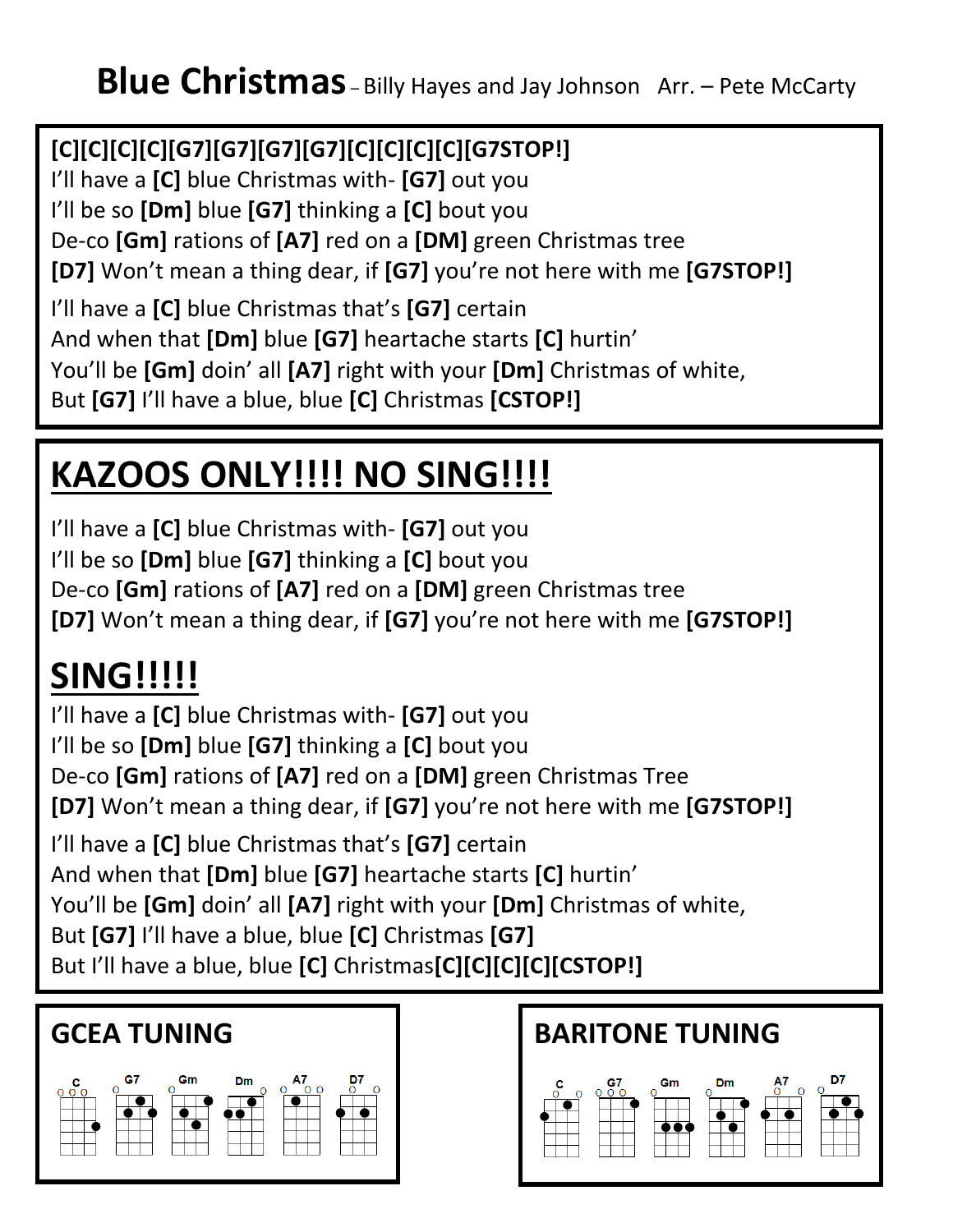# Blue Christmas – Billy Hayes and Jay Johnson   Arr. – Pete McCarty

**[C][C][C][C][G7][G7][G7][G7][C][C][C][C][G7STOP!]**
I'll have a **[C]** blue Christmas with- **[G7]** out you
I'll be so **[Dm]** blue **[G7]** thinking a **[C]** bout you
De-co **[Gm]** rations of **[A7]** red on a **[DM]** green Christmas tree
**[D7]** Won't mean a thing dear, if **[G7]** you're not here with me **[G7STOP!]**

I'll have a **[C]** blue Christmas that's **[G7]** certain
And when that **[Dm]** blue **[G7]** heartache starts **[C]** hurtin'
You'll be **[Gm]** doin' all **[A7]** right with your **[Dm]** Christmas of white,
But **[G7]** I'll have a blue, blue **[C]** Christmas **[CSTOP!]**

## KAZOOS ONLY!!!! NO SING!!!!

I'll have a **[C]** blue Christmas with- **[G7]** out you
I'll be so **[Dm]** blue **[G7]** thinking a **[C]** bout you
De-co **[Gm]** rations of **[A7]** red on a **[DM]** green Christmas tree
**[D7]** Won't mean a thing dear, if **[G7]** you're not here with me **[G7STOP!]**

## SING!!!!!

I'll have a **[C]** blue Christmas with- **[G7]** out you
I'll be so **[Dm]** blue **[G7]** thinking a **[C]** bout you
De-co **[Gm]** rations of **[A7]** red on a **[DM]** green Christmas Tree
**[D7]** Won't mean a thing dear, if **[G7]** you're not here with me **[G7STOP!]**

I'll have a **[C]** blue Christmas that's **[G7]** certain
And when that **[Dm]** blue **[G7]** heartache starts **[C]** hurtin'
You'll be **[Gm]** doin' all **[A7]** right with your **[Dm]** Christmas of white,
But **[G7]** I'll have a blue, blue **[C]** Christmas **[G7]**
But I'll have a blue, blue **[C]** Christmas**[C][C][C][C][CSTOP!]**

## GCEA TUNING

C   G7   Gm   Dm   A7   D7

## BARITONE TUNING

C   G7   Gm   Dm   A7   D7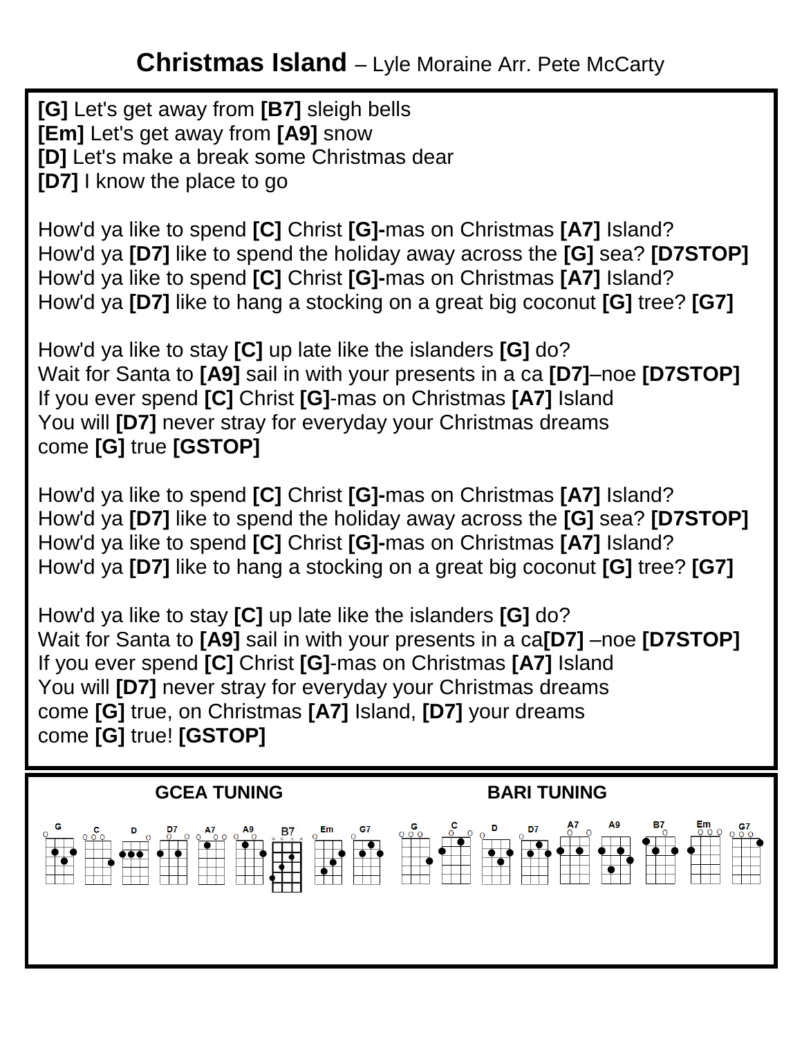# Christmas Island – Lyle Moraine Arr. Pete McCarty

**[G]** Let's get away from **[B7]** sleigh bells
**[Em]** Let's get away from **[A9]** snow
**[D]** Let's make a break some Christmas dear
**[D7]** I know the place to go

How'd ya like to spend **[C]** Christ **[G]-**mas on Christmas **[A7]** Island?
How'd ya **[D7]** like to spend the holiday away across the **[G]** sea? **[D7STOP]**
How'd ya like to spend **[C]** Christ **[G]-**mas on Christmas **[A7]** Island?
How'd ya **[D7]** like to hang a stocking on a great big coconut **[G]** tree? **[G7]**

How'd ya like to stay **[C]** up late like the islanders **[G]** do?
Wait for Santa to **[A9]** sail in with your presents in a ca **[D7]**–noe **[D7STOP]**
If you ever spend **[C]** Christ **[G]**-mas on Christmas **[A7]** Island
You will **[D7]** never stray for everyday your Christmas dreams
come **[G]** true **[GSTOP]**

How'd ya like to spend **[C]** Christ **[G]-**mas on Christmas **[A7]** Island?
How'd ya **[D7]** like to spend the holiday away across the **[G]** sea? **[D7STOP]**
How'd ya like to spend **[C]** Christ **[G]-**mas on Christmas **[A7]** Island?
How'd ya **[D7]** like to hang a stocking on a great big coconut **[G]** tree? **[G7]**

How'd ya like to stay **[C]** up late like the islanders **[G]** do?
Wait for Santa to **[A9]** sail in with your presents in a ca**[D7]** –noe **[D7STOP]**
If you ever spend **[C]** Christ **[G]**-mas on Christmas **[A7]** Island
You will **[D7]** never stray for everyday your Christmas dreams
come **[G]** true, on Christmas **[A7]** Island, **[D7]** your dreams
come **[G]** true! **[GSTOP]**

**GCEA TUNING**

G C D D7 A7 A9 B7 Em G7

**BARI TUNING**

G C D D7 A7 A9 B7 Em G7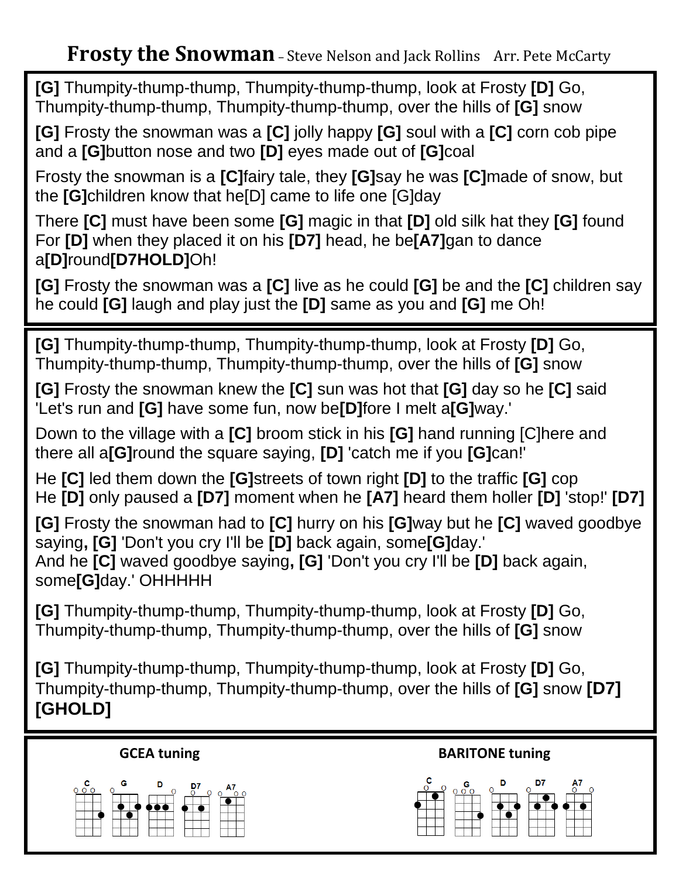# **Frosty the Snowman** – Steve Nelson and Jack Rollins    Arr. Pete McCarty

**[G]** Thumpity-thump-thump, Thumpity-thump-thump, look at Frosty **[D]** Go,
Thumpity-thump-thump, Thumpity-thump-thump, over the hills of **[G]** snow

**[G]** Frosty the snowman was a **[C]** jolly happy **[G]** soul with a **[C]** corn cob pipe and a **[G]**button nose and two **[D]** eyes made out of **[G]**coal

Frosty the snowman is a **[C]**fairy tale, they **[G]**say he was **[C]**made of snow, but the **[G]**children know that he[D] came to life one [G]day

There **[C]** must have been some **[G]** magic in that **[D]** old silk hat they **[G]** found
For **[D]** when they placed it on his **[D7]** head, he be**[A7]**gan to dance a**[D]**round**[D7HOLD]**Oh!

**[G]** Frosty the snowman was a **[C]** live as he could **[G]** be and the **[C]** children say he could **[G]** laugh and play just the **[D]** same as you and **[G]** me Oh!

---

**[G]** Thumpity-thump-thump, Thumpity-thump-thump, look at Frosty **[D]** Go,
Thumpity-thump-thump, Thumpity-thump-thump, over the hills of **[G]** snow

**[G]** Frosty the snowman knew the **[C]** sun was hot that **[G]** day so he **[C]** said 'Let's run and **[G]** have some fun, now be**[D]**fore I melt a**[G]**way.'

Down to the village with a **[C]** broom stick in his **[G]** hand running [C]here and there all a**[G]**round the square saying, **[D]** 'catch me if you **[G]**can!'

He **[C]** led them down the **[G]**streets of town right **[D]** to the traffic **[G]** cop
He **[D]** only paused a **[D7]** moment when he **[A7]** heard them holler **[D]** 'stop!' **[D7]**

**[G]** Frosty the snowman had to **[C]** hurry on his **[G]**way but he **[C]** waved goodbye saying**, [G]** 'Don't you cry I'll be **[D]** back again, some**[G]**day.'
And he **[C]** waved goodbye saying**, [G]** 'Don't you cry I'll be **[D]** back again, some**[G]**day.' OHHHHH

**[G]** Thumpity-thump-thump, Thumpity-thump-thump, look at Frosty **[D]** Go,
Thumpity-thump-thump, Thumpity-thump-thump, over the hills of **[G]** snow

**[G]** Thumpity-thump-thump, Thumpity-thump-thump, look at Frosty **[D]** Go,
Thumpity-thump-thump, Thumpity-thump-thump, over the hills of **[G]** snow **[D7]**
**[GHOLD]**

---

**GCEA tuning**

C G D D7 A7

**BARITONE tuning**

C G D D7 A7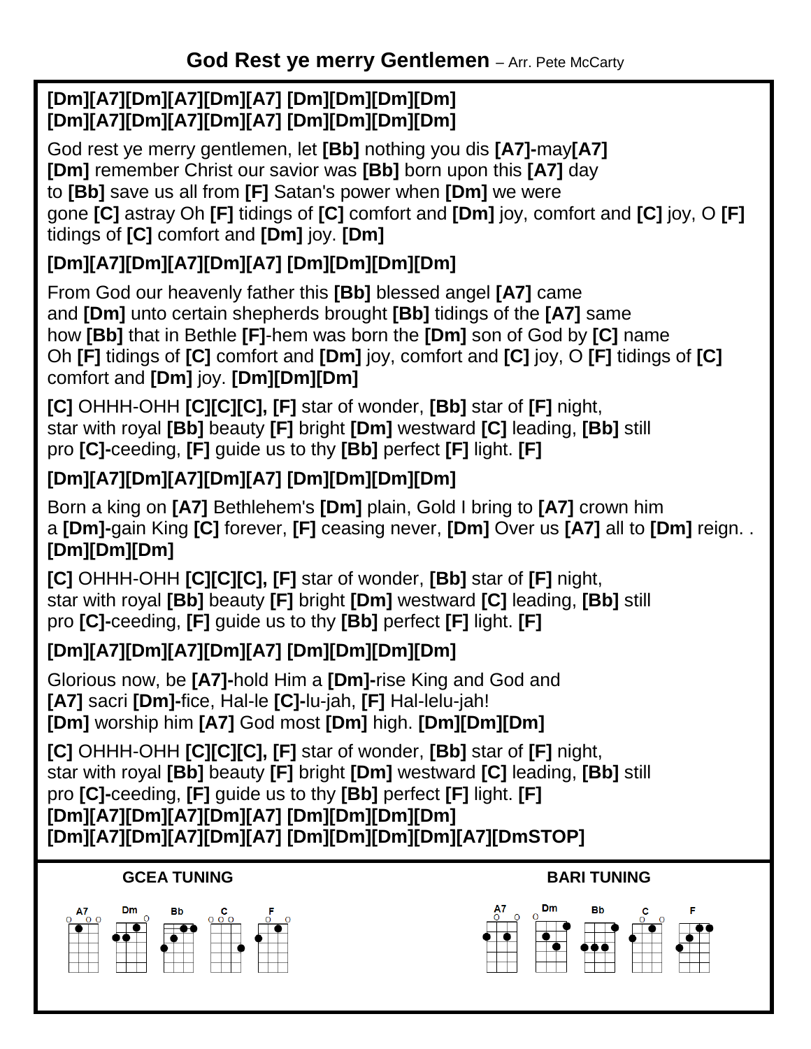# God Rest ye merry Gentlemen – Arr. Pete McCarty

**[Dm][A7][Dm][A7][Dm][A7] [Dm][Dm][Dm][Dm]**
**[Dm][A7][Dm][A7][Dm][A7] [Dm][Dm][Dm][Dm]**

God rest ye merry gentlemen, let **[Bb]** nothing you dis **[A7]-**may**[A7]**
**[Dm]** remember Christ our savior was **[Bb]** born upon this **[A7]** day
to **[Bb]** save us all from **[F]** Satan's power when **[Dm]** we were
gone **[C]** astray Oh **[F]** tidings of **[C]** comfort and **[Dm]** joy, comfort and **[C]** joy, O **[F]** tidings of **[C]** comfort and **[Dm]** joy. **[Dm]**

**[Dm][A7][Dm][A7][Dm][A7] [Dm][Dm][Dm][Dm]**

From God our heavenly father this **[Bb]** blessed angel **[A7]** came
and **[Dm]** unto certain shepherds brought **[Bb]** tidings of the **[A7]** same
how **[Bb]** that in Bethle **[F]**-hem was born the **[Dm]** son of God by **[C]** name
Oh **[F]** tidings of **[C]** comfort and **[Dm]** joy, comfort and **[C]** joy, O **[F]** tidings of **[C]** comfort and **[Dm]** joy. **[Dm][Dm][Dm]**

**[C]** OHHH-OHH **[C][C][C], [F]** star of wonder, **[Bb]** star of **[F]** night,
star with royal **[Bb]** beauty **[F]** bright **[Dm]** westward **[C]** leading, **[Bb]** still
pro **[C]-**ceeding, **[F]** guide us to thy **[Bb]** perfect **[F]** light. **[F]**

**[Dm][A7][Dm][A7][Dm][A7] [Dm][Dm][Dm][Dm]**

Born a king on **[A7]** Bethlehem's **[Dm]** plain, Gold I bring to **[A7]** crown him
a **[Dm]-**gain King **[C]** forever, **[F]** ceasing never, **[Dm]** Over us **[A7]** all to **[Dm]** reign. .
**[Dm][Dm][Dm]**

**[C]** OHHH-OHH **[C][C][C], [F]** star of wonder, **[Bb]** star of **[F]** night,
star with royal **[Bb]** beauty **[F]** bright **[Dm]** westward **[C]** leading, **[Bb]** still
pro **[C]-**ceeding, **[F]** guide us to thy **[Bb]** perfect **[F]** light. **[F]**

**[Dm][A7][Dm][A7][Dm][A7] [Dm][Dm][Dm][Dm]**

Glorious now, be **[A7]-**hold Him a **[Dm]-**rise King and God and
**[A7]** sacri **[Dm]-**fice, Hal-le **[C]-**lu-jah, **[F]** Hal-lelu-jah!
**[Dm]** worship him **[A7]** God most **[Dm]** high. **[Dm][Dm][Dm]**

**[C]** OHHH-OHH **[C][C][C], [F]** star of wonder, **[Bb]** star of **[F]** night,
star with royal **[Bb]** beauty **[F]** bright **[Dm]** westward **[C]** leading, **[Bb]** still
pro **[C]-**ceeding, **[F]** guide us to thy **[Bb]** perfect **[F]** light. **[F]**
**[Dm][A7][Dm][A7][Dm][A7] [Dm][Dm][Dm][Dm]**
**[Dm][A7][Dm][A7][Dm][A7] [Dm][Dm][Dm][Dm][A7][DmSTOP]**

**GCEA TUNING**

A7 Dm Bb C F

**BARI TUNING**

A7 Dm Bb C F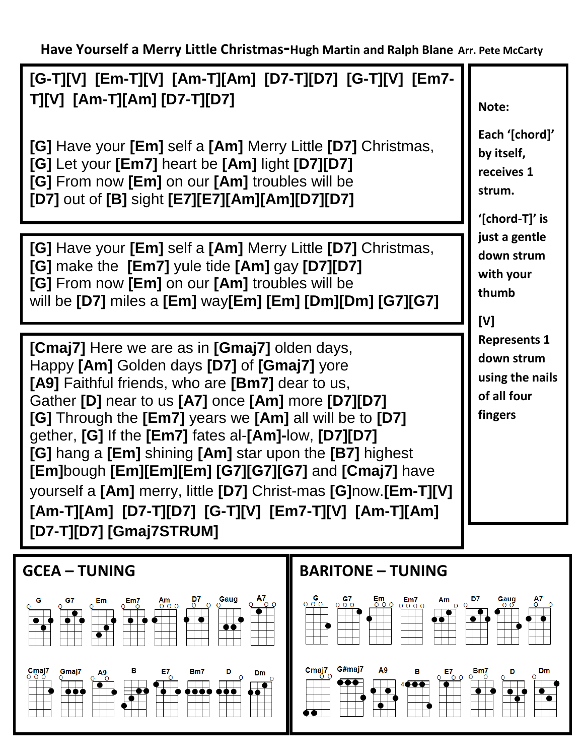**Have Yourself a Merry Little Christmas**-**Hugh Martin and Ralph Blane** **Arr. Pete McCarty**

**[G-T][V] [Em-T][V] [Am-T][Am] [D7-T][D7] [G-T][V] [Em7-T][V] [Am-T][Am] [D7-T][D7]**

**[G]** Have your **[Em]** self a **[Am]** Merry Little **[D7]** Christmas,
**[G]** Let your **[Em7]** heart be **[Am]** light **[D7][D7]**
**[G]** From now **[Em]** on our **[Am]** troubles will be
**[D7]** out of **[B]** sight **[E7][E7][Am][Am][D7][D7]**

**[G]** Have your **[Em]** self a **[Am]** Merry Little **[D7]** Christmas,
**[G]** make the **[Em7]** yule tide **[Am]** gay **[D7][D7]**
**[G]** From now **[Em]** on our **[Am]** troubles will be
will be **[D7]** miles a **[Em]** way**[Em] [Em] [Dm][Dm] [G7][G7]**

**[Cmaj7]** Here we are as in **[Gmaj7]** olden days,
Happy **[Am]** Golden days **[D7]** of **[Gmaj7]** yore
**[A9]** Faithful friends, who are **[Bm7]** dear to us,
Gather **[D]** near to us **[A7]** once **[Am]** more **[D7][D7]**
**[G]** Through the **[Em7]** years we **[Am]** all will be to **[D7]**
gether, **[G]** If the **[Em7]** fates al-**[Am]**-low, **[D7][D7]**
**[G]** hang a **[Em]** shining **[Am]** star upon the **[B7]** highest
**[Em]**bough **[Em][Em][Em] [G7][G7][G7]** and **[Cmaj7]** have
yourself a **[Am]** merry, little **[D7]** Christ-mas **[G]**now.**[Em-T][V] [Am-T][Am] [D7-T][D7] [G-T][V] [Em7-T][V] [Am-T][Am] [D7-T][D7] [Gmaj7STRUM]**

**Note:**

**Each '[chord]' by itself, receives 1 strum.**

**'[chord-T]' is just a gentle down strum with your thumb**

**[V] Represents 1 down strum using the nails of all four fingers**

## GCEA – TUNING

G, G7, Em, Em7, Am, D7, Gaug, A7, Cmaj7, Gmaj7, A9, B, E7, Bm7, D, Dm

## BARITONE – TUNING

G, G7, Em, Em7, Am, D7, Gaug, A7, Cmaj7, G#maj7, A9, B, E7, Bm7, D, Dm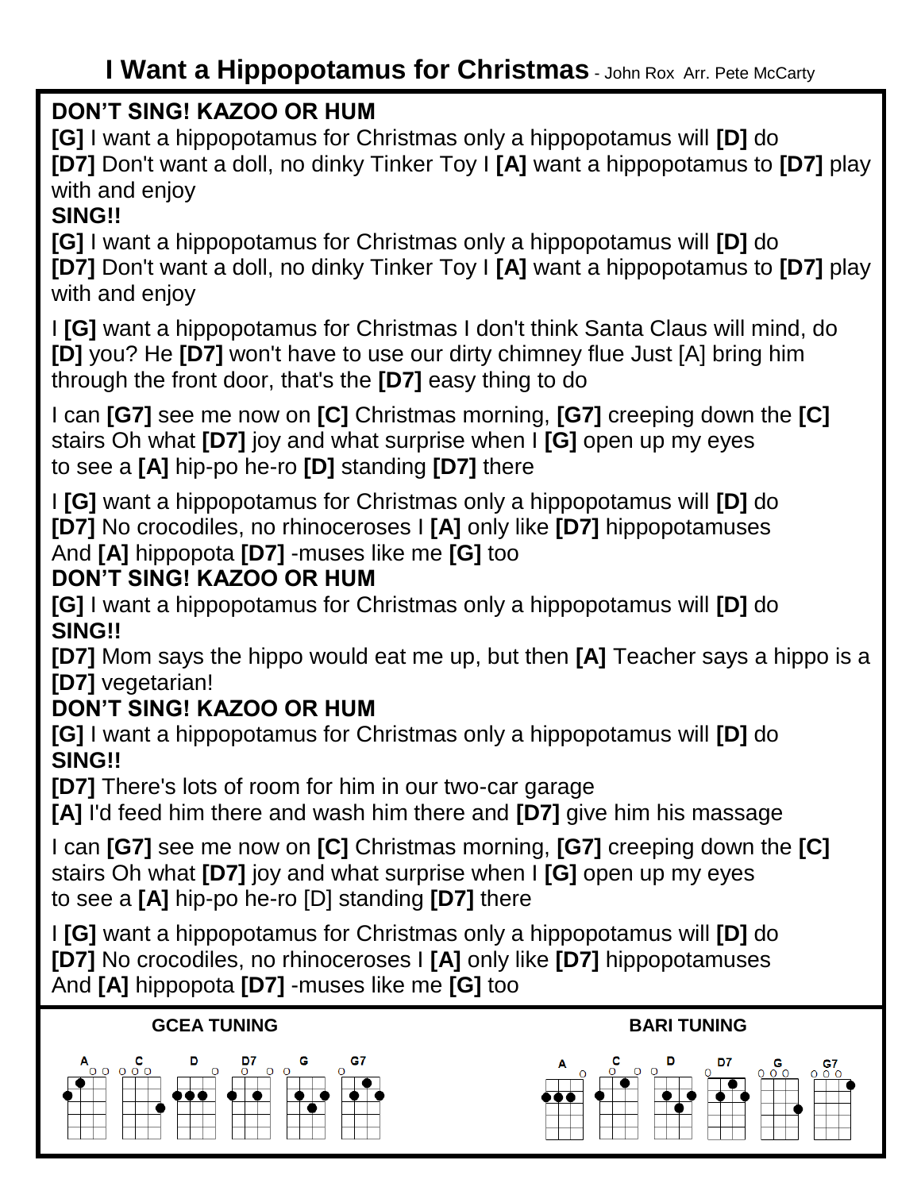# I Want a Hippopotamus for Christmas - John Rox Arr. Pete McCarty

**DON'T SING! KAZOO OR HUM**

**[G]** I want a hippopotamus for Christmas only a hippopotamus will **[D]** do
**[D7]** Don't want a doll, no dinky Tinker Toy I **[A]** want a hippopotamus to **[D7]** play with and enjoy

**SING!!**

**[G]** I want a hippopotamus for Christmas only a hippopotamus will **[D]** do
**[D7]** Don't want a doll, no dinky Tinker Toy I **[A]** want a hippopotamus to **[D7]** play with and enjoy

I **[G]** want a hippopotamus for Christmas I don't think Santa Claus will mind, do **[D]** you? He **[D7]** won't have to use our dirty chimney flue Just [A] bring him through the front door, that's the **[D7]** easy thing to do

I can **[G7]** see me now on **[C]** Christmas morning, **[G7]** creeping down the **[C]** stairs Oh what **[D7]** joy and what surprise when I **[G]** open up my eyes
to see a **[A]** hip-po he-ro **[D]** standing **[D7]** there

I **[G]** want a hippopotamus for Christmas only a hippopotamus will **[D]** do
**[D7]** No crocodiles, no rhinoceroses I **[A]** only like **[D7]** hippopotamuses
And **[A]** hippopota **[D7]** -muses like me **[G]** too

**DON'T SING! KAZOO OR HUM**

**[G]** I want a hippopotamus for Christmas only a hippopotamus will **[D]** do

**SING!!**

**[D7]** Mom says the hippo would eat me up, but then **[A]** Teacher says a hippo is a **[D7]** vegetarian!

**DON'T SING! KAZOO OR HUM**

**[G]** I want a hippopotamus for Christmas only a hippopotamus will **[D]** do

**SING!!**

**[D7]** There's lots of room for him in our two-car garage
**[A]** I'd feed him there and wash him there and **[D7]** give him his massage

I can **[G7]** see me now on **[C]** Christmas morning, **[G7]** creeping down the **[C]** stairs Oh what **[D7]** joy and what surprise when I **[G]** open up my eyes
to see a **[A]** hip-po he-ro [D] standing **[D7]** there

I **[G]** want a hippopotamus for Christmas only a hippopotamus will **[D]** do
**[D7]** No crocodiles, no rhinoceroses I **[A]** only like **[D7]** hippopotamuses
And **[A]** hippopota **[D7]** -muses like me **[G]** too

**GCEA TUNING**

A C D D7 G G7

**BARI TUNING**

A C D D7 G G7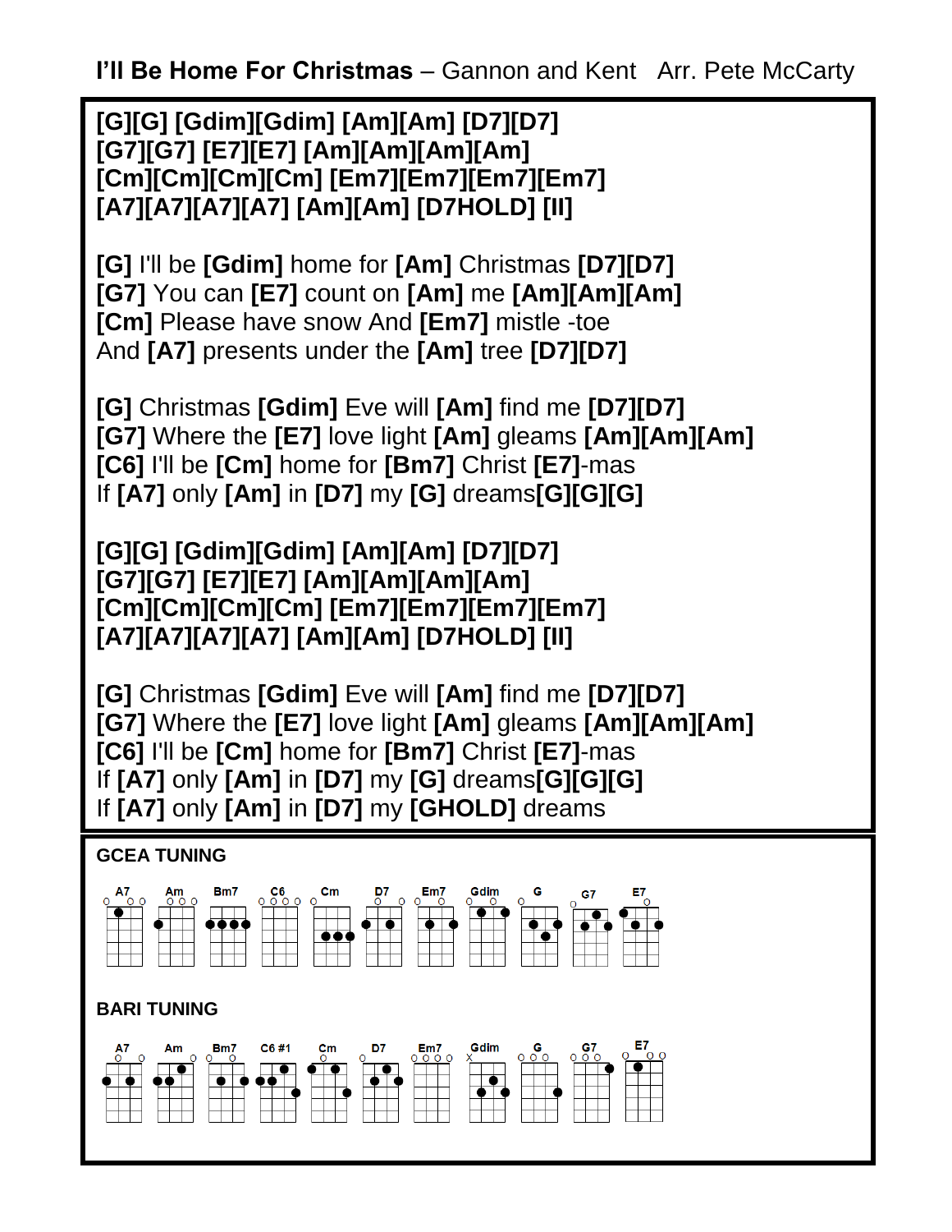**I'll Be Home For Christmas** – Gannon and Kent   Arr. Pete McCarty

**[G][G] [Gdim][Gdim] [Am][Am] [D7][D7]**
**[G7][G7] [E7][E7] [Am][Am][Am][Am]**
**[Cm][Cm][Cm][Cm] [Em7][Em7][Em7][Em7]**
**[A7][A7][A7][A7] [Am][Am] [D7HOLD] [II]**

**[G]** I'll be **[Gdim]** home for **[Am]** Christmas **[D7][D7]**
**[G7]** You can **[E7]** count on **[Am]** me **[Am][Am][Am]**
**[Cm]** Please have snow And **[Em7]** mistle -toe
And **[A7]** presents under the **[Am]** tree **[D7][D7]**

**[G]** Christmas **[Gdim]** Eve will **[Am]** find me **[D7][D7]**
**[G7]** Where the **[E7]** love light **[Am]** gleams **[Am][Am][Am]**
**[C6]** I'll be **[Cm]** home for **[Bm7]** Christ **[E7]**-mas
If **[A7]** only **[Am]** in **[D7]** my **[G]** dreams**[G][G][G]**

**[G][G] [Gdim][Gdim] [Am][Am] [D7][D7]**
**[G7][G7] [E7][E7] [Am][Am][Am][Am]**
**[Cm][Cm][Cm][Cm] [Em7][Em7][Em7][Em7]**
**[A7][A7][A7][A7] [Am][Am] [D7HOLD] [II]**

**[G]** Christmas **[Gdim]** Eve will **[Am]** find me **[D7][D7]**
**[G7]** Where the **[E7]** love light **[Am]** gleams **[Am][Am][Am]**
**[C6]** I'll be **[Cm]** home for **[Bm7]** Christ **[E7]**-mas
If **[A7]** only **[Am]** in **[D7]** my **[G]** dreams**[G][G][G]**
If **[A7]** only **[Am]** in **[D7]** my **[GHOLD]** dreams

**GCEA TUNING**

A7 Am Bm7 C6 Cm D7 Em7 Gdim G G7 E7

**BARI TUNING**

A7 Am Bm7 C6 #1 Cm D7 Em7 Gdim G G7 E7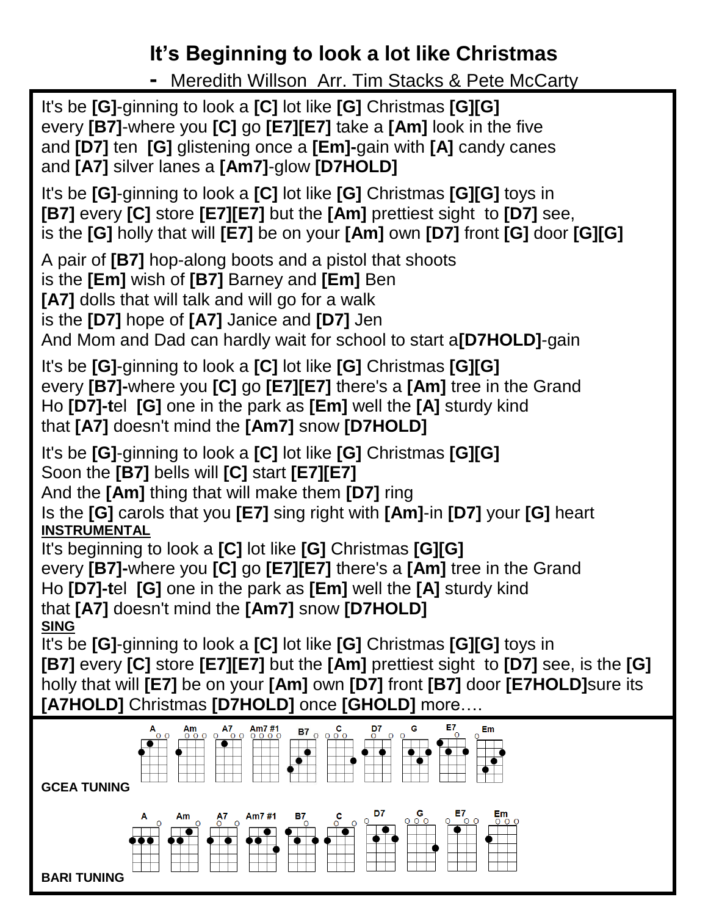# It's Beginning to look a lot like Christmas

**-** Meredith Willson  Arr. Tim Stacks & Pete McCarty

It's be **[G]**-ginning to look a **[C]** lot like **[G]** Christmas **[G][G]**
every **[B7]**-where you **[C]** go **[E7][E7]** take a **[Am]** look in the five
and **[D7]** ten  **[G]** glistening once a **[Em]-**gain with **[A]** candy canes
and **[A7]** silver lanes a **[Am7]**-glow **[D7HOLD]**

It's be **[G]**-ginning to look a **[C]** lot like **[G]** Christmas **[G][G]** toys in
**[B7]** every **[C]** store **[E7][E7]** but the **[Am]** prettiest sight  to **[D7]** see,
is the **[G]** holly that will **[E7]** be on your **[Am]** own **[D7]** front **[G]** door **[G][G]**

A pair of **[B7]** hop-along boots and a pistol that shoots
is the **[Em]** wish of **[B7]** Barney and **[Em]** Ben
**[A7]** dolls that will talk and will go for a walk
is the **[D7]** hope of **[A7]** Janice and **[D7]** Jen
And Mom and Dad can hardly wait for school to start a**[D7HOLD]**-gain

It's be **[G]**-ginning to look a **[C]** lot like **[G]** Christmas **[G][G]**
every **[B7]-**where you **[C]** go **[E7][E7]** there's a **[Am]** tree in the Grand
Ho **[D7]-t**el  **[G]** one in the park as **[Em]** well the **[A]** sturdy kind
that **[A7]** doesn't mind the **[Am7]** snow **[D7HOLD]**

It's be **[G]**-ginning to look a **[C]** lot like **[G]** Christmas **[G][G]**
Soon the **[B7]** bells will **[C]** start **[E7][E7]**
And the **[Am]** thing that will make them **[D7]** ring
Is the **[G]** carols that you **[E7]** sing right with **[Am]**-in **[D7]** your **[G]** heart

**INSTRUMENTAL**

It's beginning to look a **[C]** lot like **[G]** Christmas **[G][G]**
every **[B7]-**where you **[C]** go **[E7][E7]** there's a **[Am]** tree in the Grand
Ho **[D7]-t**el  **[G]** one in the park as **[Em]** well the **[A]** sturdy kind
that **[A7]** doesn't mind the **[Am7]** snow **[D7HOLD]**

**SING**

It's be **[G]**-ginning to look a **[C]** lot like **[G]** Christmas **[G][G]** toys in
**[B7]** every **[C]** store **[E7][E7]** but the **[Am]** prettiest sight  to **[D7]** see, is the **[G]**
holly that will **[E7]** be on your **[Am]** own **[D7]** front **[B7]** door **[E7HOLD]**sure its
**[A7HOLD]** Christmas **[D7HOLD]** once **[GHOLD]** more….

A  Am  A7  Am7 #1  B7  C  D7  G  E7  Em

**GCEA TUNING**

A  Am  A7  Am7 #1  B7  C  D7  G  E7  Em

**BARI TUNING**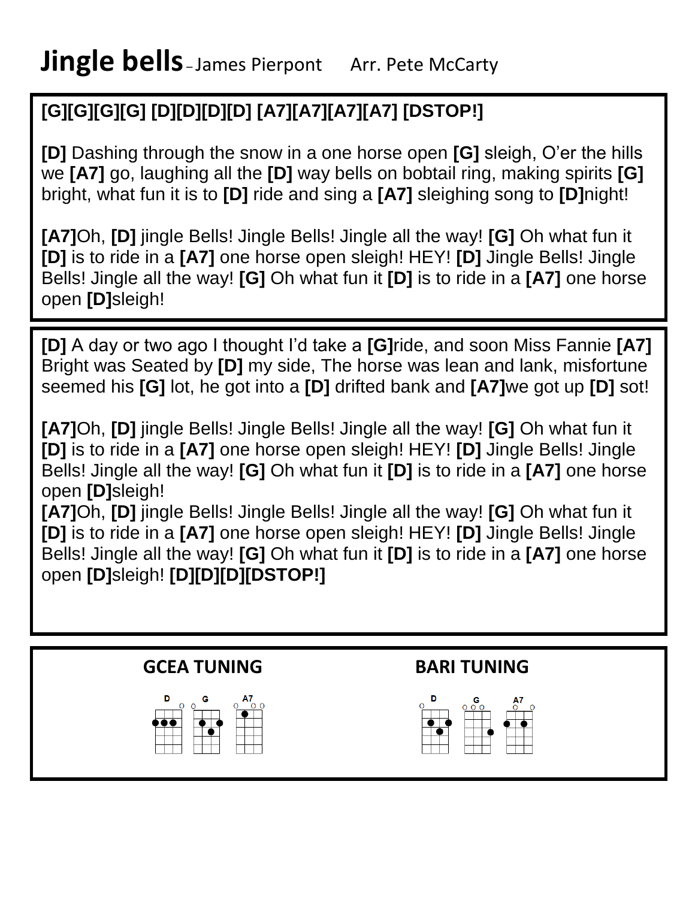# Jingle bells – James Pierpont Arr. Pete McCarty

**[G][G][G][G] [D][D][D][D] [A7][A7][A7][A7] [DSTOP!]**

**[D]** Dashing through the snow in a one horse open **[G]** sleigh, O'er the hills we **[A7]** go, laughing all the **[D]** way bells on bobtail ring, making spirits **[G]** bright, what fun it is to **[D]** ride and sing a **[A7]** sleighing song to **[D]**night!

**[A7]**Oh, **[D]** jingle Bells! Jingle Bells! Jingle all the way! **[G]** Oh what fun it **[D]** is to ride in a **[A7]** one horse open sleigh! HEY! **[D]** Jingle Bells! Jingle Bells! Jingle all the way! **[G]** Oh what fun it **[D]** is to ride in a **[A7]** one horse open **[D]**sleigh!

**[D]** A day or two ago I thought I'd take a **[G]**ride, and soon Miss Fannie **[A7]** Bright was Seated by **[D]** my side, The horse was lean and lank, misfortune seemed his **[G]** lot, he got into a **[D]** drifted bank and **[A7]**we got up **[D]** sot!

**[A7]**Oh, **[D]** jingle Bells! Jingle Bells! Jingle all the way! **[G]** Oh what fun it **[D]** is to ride in a **[A7]** one horse open sleigh! HEY! **[D]** Jingle Bells! Jingle Bells! Jingle all the way! **[G]** Oh what fun it **[D]** is to ride in a **[A7]** one horse open **[D]**sleigh!
**[A7]**Oh, **[D]** jingle Bells! Jingle Bells! Jingle all the way! **[G]** Oh what fun it **[D]** is to ride in a **[A7]** one horse open sleigh! HEY! **[D]** Jingle Bells! Jingle Bells! Jingle all the way! **[G]** Oh what fun it **[D]** is to ride in a **[A7]** one horse open **[D]**sleigh! **[D][D][D][DSTOP!]**

**GCEA TUNING**

D G A7

**BARI TUNING**

D G A7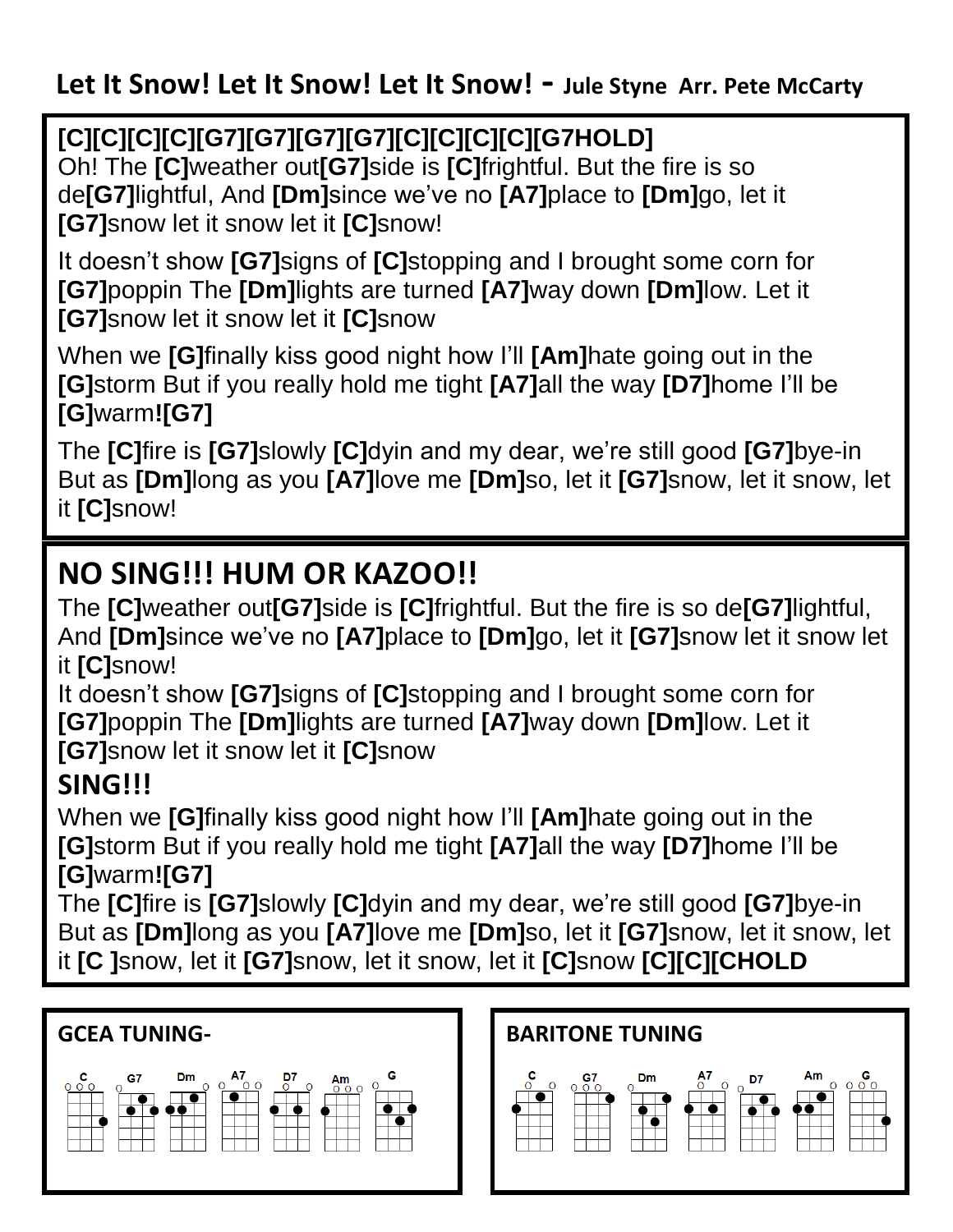# Let It Snow! Let It Snow! Let It Snow! - Jule Styne Arr. Pete McCarty

**[C][C][C][C][G7][G7][G7][G7][C][C][C][C][G7HOLD]**
Oh! The **[C]**weather out**[G7]**side is **[C]**frightful. But the fire is so de**[G7]**lightful, And **[Dm]**since we've no **[A7]**place to **[Dm]**go, let it **[G7]**snow let it snow let it **[C]**snow!

It doesn't show **[G7]**signs of **[C]**stopping and I brought some corn for **[G7]**poppin The **[Dm]**lights are turned **[A7]**way down **[Dm]**low. Let it **[G7]**snow let it snow let it **[C]**snow

When we **[G]**finally kiss good night how I'll **[Am]**hate going out in the **[G]**storm But if you really hold me tight **[A7]**all the way **[D7]**home I'll be **[G]**warm**![G7]**

The **[C]**fire is **[G7]**slowly **[C]**dyin and my dear, we're still good **[G7]**bye-in But as **[Dm]**long as you **[A7]**love me **[Dm]**so, let it **[G7]**snow, let it snow, let it **[C]**snow!

## NO SING!!! HUM OR KAZOO!!

The **[C]**weather out**[G7]**side is **[C]**frightful. But the fire is so de**[G7]**lightful, And **[Dm]**since we've no **[A7]**place to **[Dm]**go, let it **[G7]**snow let it snow let it **[C]**snow!
It doesn't show **[G7]**signs of **[C]**stopping and I brought some corn for **[G7]**poppin The **[Dm]**lights are turned **[A7]**way down **[Dm]**low. Let it **[G7]**snow let it snow let it **[C]**snow

## SING!!!

When we **[G]**finally kiss good night how I'll **[Am]**hate going out in the **[G]**storm But if you really hold me tight **[A7]**all the way **[D7]**home I'll be **[G]**warm**![G7]**
The **[C]**fire is **[G7]**slowly **[C]**dyin and my dear, we're still good **[G7]**bye-in But as **[Dm]**long as you **[A7]**love me **[Dm]**so, let it **[G7]**snow, let it snow, let it **[C ]**snow, let it **[G7]**snow, let it snow, let it **[C]**snow **[C][C][CHOLD**

**GCEA TUNING-**

C G7 Dm A7 D7 Am G

**BARITONE TUNING**

C G7 Dm A7 D7 Am G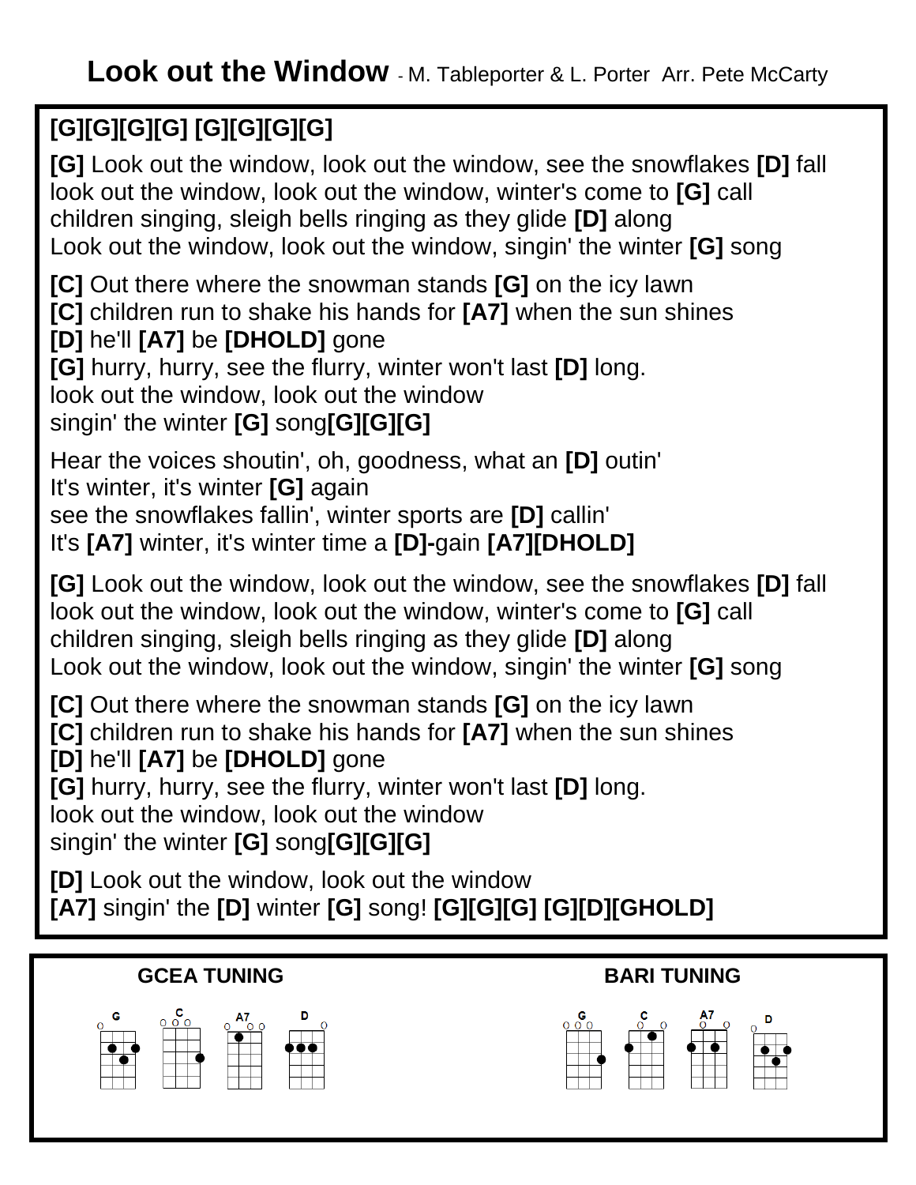# **Look out the Window** - M. Tableporter & L. Porter Arr. Pete McCarty

**[G][G][G][G] [G][G][G][G]**

**[G]** Look out the window, look out the window, see the snowflakes **[D]** fall
look out the window, look out the window, winter's come to **[G]** call
children singing, sleigh bells ringing as they glide **[D]** along
Look out the window, look out the window, singin' the winter **[G]** song

**[C]** Out there where the snowman stands **[G]** on the icy lawn
**[C]** children run to shake his hands for **[A7]** when the sun shines
**[D]** he'll **[A7]** be **[DHOLD]** gone
**[G]** hurry, hurry, see the flurry, winter won't last **[D]** long.
look out the window, look out the window
singin' the winter **[G]** song**[G][G][G]**

Hear the voices shoutin', oh, goodness, what an **[D]** outin'
It's winter, it's winter **[G]** again
see the snowflakes fallin', winter sports are **[D]** callin'
It's **[A7]** winter, it's winter time a **[D]-**gain **[A7][DHOLD]**

**[G]** Look out the window, look out the window, see the snowflakes **[D]** fall
look out the window, look out the window, winter's come to **[G]** call
children singing, sleigh bells ringing as they glide **[D]** along
Look out the window, look out the window, singin' the winter **[G]** song

**[C]** Out there where the snowman stands **[G]** on the icy lawn
**[C]** children run to shake his hands for **[A7]** when the sun shines
**[D]** he'll **[A7]** be **[DHOLD]** gone
**[G]** hurry, hurry, see the flurry, winter won't last **[D]** long.
look out the window, look out the window
singin' the winter **[G]** song**[G][G][G]**

**[D]** Look out the window, look out the window
**[A7]** singin' the **[D]** winter **[G]** song! **[G][G][G] [G][D][GHOLD]**

**GCEA TUNING** G C A7 D

**BARI TUNING** G C A7 D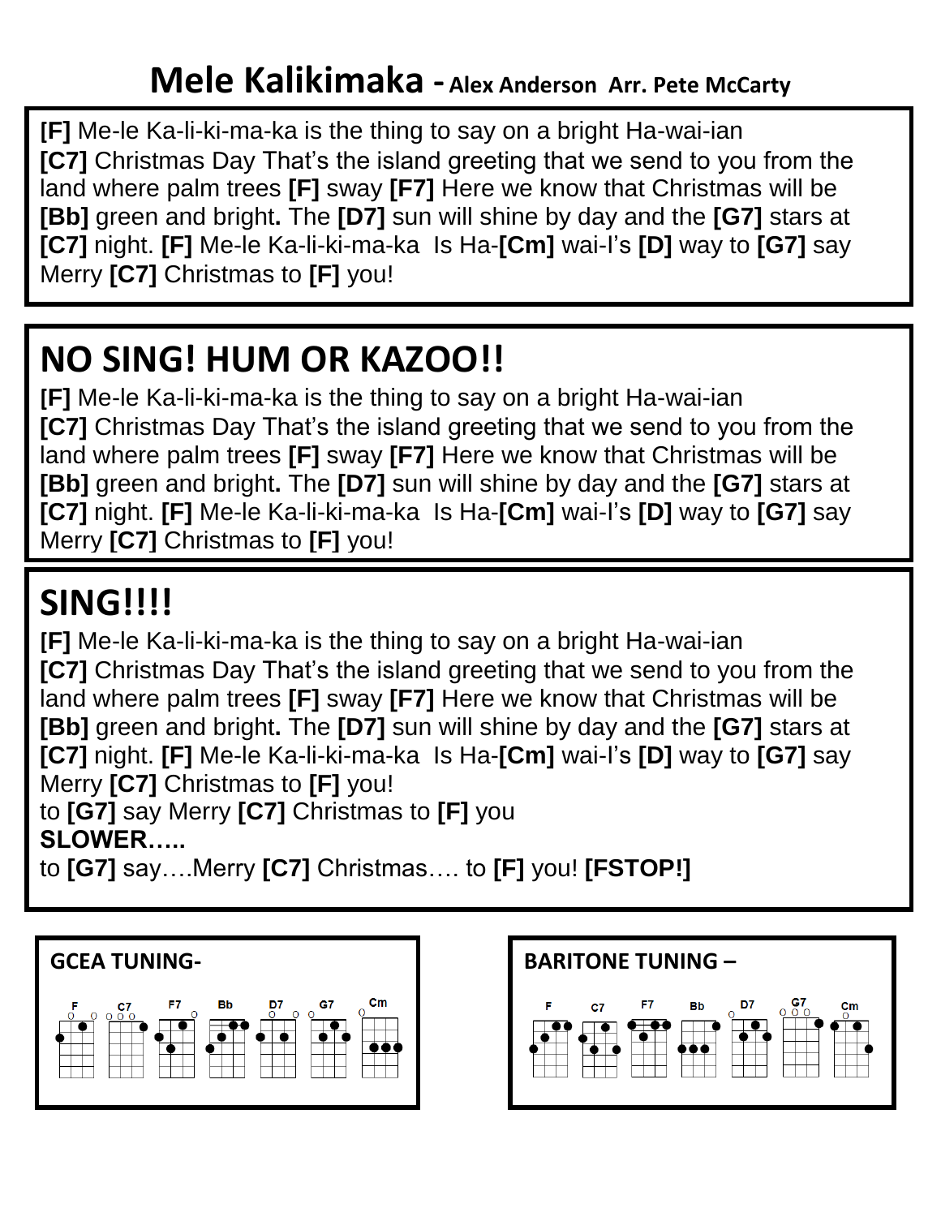# Mele Kalikimaka - Alex Anderson Arr. Pete McCarty

**[F]** Me-le Ka-li-ki-ma-ka is the thing to say on a bright Ha-wai-ian
**[C7]** Christmas Day That's the island greeting that we send to you from the land where palm trees **[F]** sway **[F7]** Here we know that Christmas will be **[Bb]** green and bright**.** The **[D7]** sun will shine by day and the **[G7]** stars at **[C7]** night. **[F]** Me-le Ka-li-ki-ma-ka Is Ha-**[Cm]** wai-I's **[D]** way to **[G7]** say Merry **[C7]** Christmas to **[F]** you!

## NO SING! HUM OR KAZOO!!

**[F]** Me-le Ka-li-ki-ma-ka is the thing to say on a bright Ha-wai-ian
**[C7]** Christmas Day That's the island greeting that we send to you from the land where palm trees **[F]** sway **[F7]** Here we know that Christmas will be **[Bb]** green and bright**.** The **[D7]** sun will shine by day and the **[G7]** stars at **[C7]** night. **[F]** Me-le Ka-li-ki-ma-ka Is Ha-**[Cm]** wai-I's **[D]** way to **[G7]** say Merry **[C7]** Christmas to **[F]** you!

## SING!!!!

**[F]** Me-le Ka-li-ki-ma-ka is the thing to say on a bright Ha-wai-ian
**[C7]** Christmas Day That's the island greeting that we send to you from the land where palm trees **[F]** sway **[F7]** Here we know that Christmas will be **[Bb]** green and bright**.** The **[D7]** sun will shine by day and the **[G7]** stars at **[C7]** night. **[F]** Me-le Ka-li-ki-ma-ka Is Ha-**[Cm]** wai-I's **[D]** way to **[G7]** say Merry **[C7]** Christmas to **[F]** you!
to **[G7]** say Merry **[C7]** Christmas to **[F]** you
**SLOWER…..**
to **[G7]** say….Merry **[C7]** Christmas…. to **[F]** you! **[FSTOP!]**

**GCEA TUNING-**

F C7 F7 Bb D7 G7 Cm

**BARITONE TUNING –**

F C7 F7 Bb D7 G7 Cm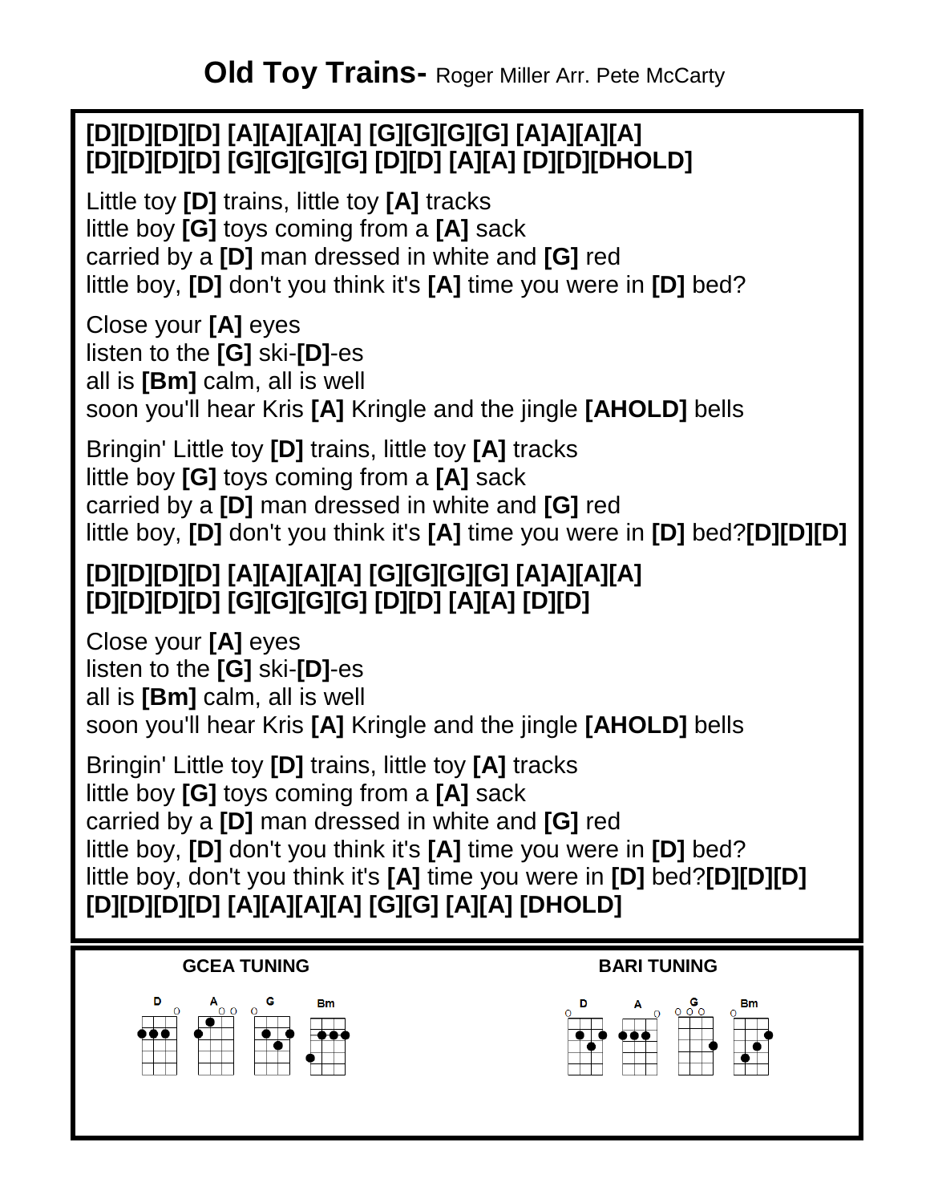# Old Toy Trains- Roger Miller Arr. Pete McCarty

**[D][D][D][D] [A][A][A][A] [G][G][G][G] [A]A][A][A]**
**[D][D][D][D] [G][G][G][G] [D][D] [A][A] [D][D][DHOLD]**

Little toy **[D]** trains, little toy **[A]** tracks
little boy **[G]** toys coming from a **[A]** sack
carried by a **[D]** man dressed in white and **[G]** red
little boy, **[D]** don't you think it's **[A]** time you were in **[D]** bed?

Close your **[A]** eyes
listen to the **[G]** ski-**[D]**-es
all is **[Bm]** calm, all is well
soon you'll hear Kris **[A]** Kringle and the jingle **[AHOLD]** bells

Bringin' Little toy **[D]** trains, little toy **[A]** tracks
little boy **[G]** toys coming from a **[A]** sack
carried by a **[D]** man dressed in white and **[G]** red
little boy, **[D]** don't you think it's **[A]** time you were in **[D]** bed?**[D][D][D]**

**[D][D][D][D] [A][A][A][A] [G][G][G][G] [A]A][A][A]**
**[D][D][D][D] [G][G][G][G] [D][D] [A][A] [D][D]**

Close your **[A]** eyes
listen to the **[G]** ski-**[D]**-es
all is **[Bm]** calm, all is well
soon you'll hear Kris **[A]** Kringle and the jingle **[AHOLD]** bells

Bringin' Little toy **[D]** trains, little toy **[A]** tracks
little boy **[G]** toys coming from a **[A]** sack
carried by a **[D]** man dressed in white and **[G]** red
little boy, **[D]** don't you think it's **[A]** time you were in **[D]** bed?
little boy, don't you think it's **[A]** time you were in **[D]** bed?**[D][D][D]**
**[D][D][D][D] [A][A][A][A] [G][G] [A][A] [DHOLD]**

**GCEA TUNING**

D A G Bm

**BARI TUNING**

D A G Bm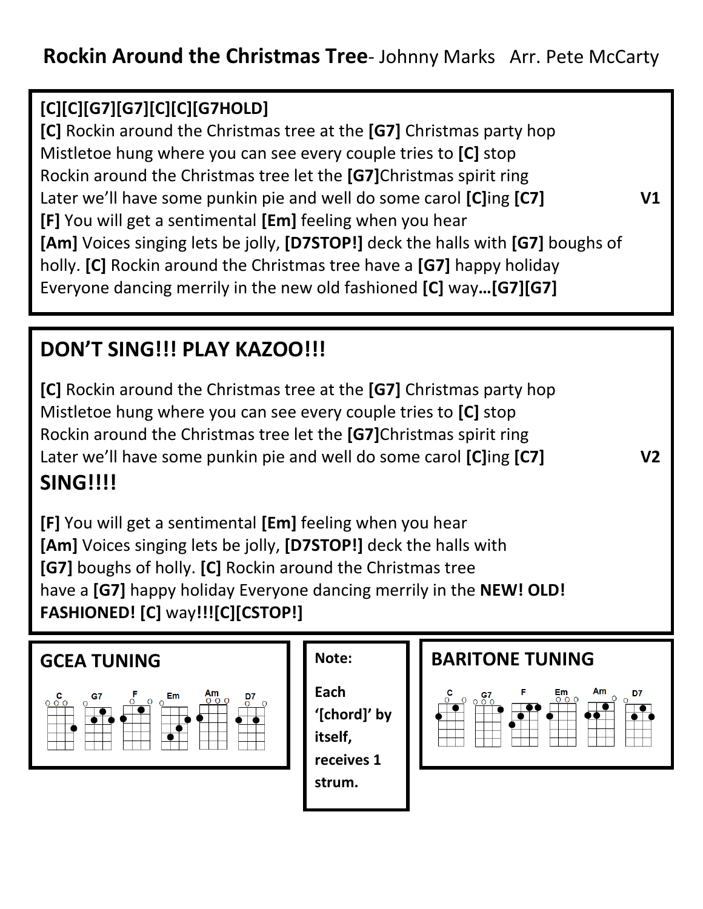# **Rockin Around the Christmas Tree**- Johnny Marks Arr. Pete McCarty

**[C][C][G7][G7][C][C][G7HOLD]**
**[C]** Rockin around the Christmas tree at the **[G7]** Christmas party hop
Mistletoe hung where you can see every couple tries to **[C]** stop
Rockin around the Christmas tree let the **[G7]**Christmas spirit ring
Later we'll have some punkin pie and well do some carol **[C]**ing **[C7]** **V1**
**[F]** You will get a sentimental **[Em]** feeling when you hear
**[Am]** Voices singing lets be jolly, **[D7STOP!]** deck the halls with **[G7]** boughs of holly. **[C]** Rockin around the Christmas tree have a **[G7]** happy holiday
Everyone dancing merrily in the new old fashioned **[C]** way**…[G7][G7]**

## DON'T SING!!! PLAY KAZOO!!!

**[C]** Rockin around the Christmas tree at the **[G7]** Christmas party hop
Mistletoe hung where you can see every couple tries to **[C]** stop
Rockin around the Christmas tree let the **[G7]**Christmas spirit ring
Later we'll have some punkin pie and well do some carol **[C]**ing **[C7]** **V2**

## SING!!!!

**[F]** You will get a sentimental **[Em]** feeling when you hear
**[Am]** Voices singing lets be jolly, **[D7STOP!]** deck the halls with
**[G7]** boughs of holly. **[C]** Rockin around the Christmas tree
have a **[G7]** happy holiday Everyone dancing merrily in the **NEW! OLD! FASHIONED! [C]** way**!!![C][CSTOP!]**

**GCEA TUNING**

C G7 F Em Am D7

**Note:**

**Each '[chord]' by itself, receives 1 strum.**

**BARITONE TUNING**

C G7 F Em Am D7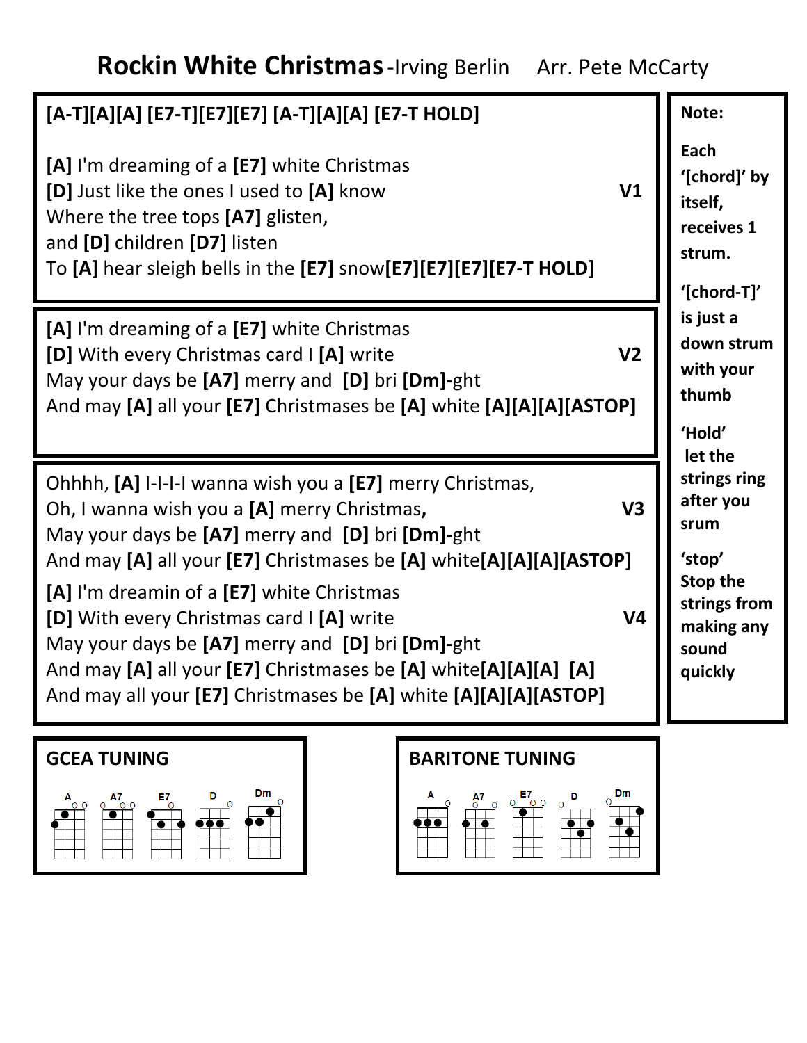# Rockin White Christmas -Irving Berlin Arr. Pete McCarty

**[A-T][A][A] [E7-T][E7][E7] [A-T][A][A] [E7-T HOLD]**

**[A]** I'm dreaming of a **[E7]** white Christmas
**[D]** Just like the ones I used to **[A]** know **V1**
Where the tree tops **[A7]** glisten,
and **[D]** children **[D7]** listen
To **[A]** hear sleigh bells in the **[E7]** snow**[E7][E7][E7][E7-T HOLD]**

**[A]** I'm dreaming of a **[E7]** white Christmas
**[D]** With every Christmas card I **[A]** write **V2**
May your days be **[A7]** merry and **[D]** bri **[Dm]-**ght
And may **[A]** all your **[E7]** Christmases be **[A]** white **[A][A][A][ASTOP]**

Ohhhh, **[A]** I-I-I-I wanna wish you a **[E7]** merry Christmas,
Oh, I wanna wish you a **[A]** merry Christmas**,** **V3**
May your days be **[A7]** merry and **[D]** bri **[Dm]-**ght
And may **[A]** all your **[E7]** Christmases be **[A]** white**[A][A][A][ASTOP]**

**[A]** I'm dreamin of a **[E7]** white Christmas
**[D]** With every Christmas card I **[A]** write **V4**
May your days be **[A7]** merry and **[D]** bri **[Dm]-**ght
And may **[A]** all your **[E7]** Christmases be **[A]** white**[A][A][A] [A]**
And may all your **[E7]** Christmases be **[A]** white **[A][A][A][ASTOP]**

**Note:**

**Each '[chord]' by itself, receives 1 strum.**

**'[chord-T]' is just a down strum with your thumb**

**'Hold' let the strings ring after you srum**

**'stop' Stop the strings from making any sound quickly**

**GCEA TUNING**

A A7 E7 D Dm

**BARITONE TUNING**

A A7 E7 D Dm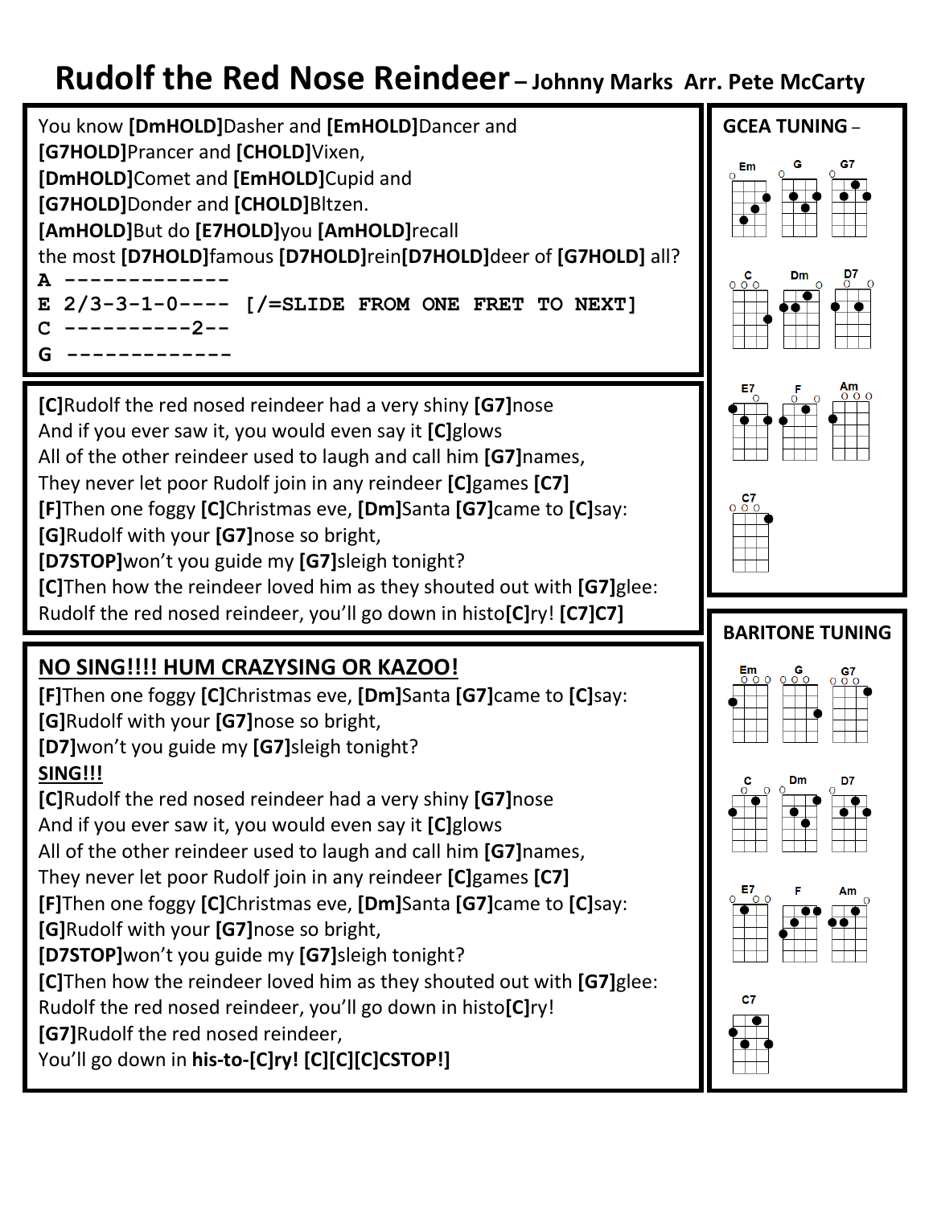# Rudolf the Red Nose Reindeer – Johnny Marks Arr. Pete McCarty

You know **[DmHOLD]**Dasher and **[EmHOLD]**Dancer and
**[G7HOLD]**Prancer and **[CHOLD]**Vixen,
**[DmHOLD]**Comet and **[EmHOLD]**Cupid and
**[G7HOLD]**Donder and **[CHOLD]**Bltzen.
**[AmHOLD]**But do **[E7HOLD]**you **[AmHOLD]**recall
the most **[D7HOLD]**famous **[D7HOLD]**rein**[D7HOLD]**deer of **[G7HOLD]** all?

```
A -------------
E 2/3-3-1-0----  [/=SLIDE FROM ONE FRET TO NEXT]
C ----------2--
G -------------
```

**[C]**Rudolf the red nosed reindeer had a very shiny **[G7]**nose
And if you ever saw it, you would even say it **[C]**glows
All of the other reindeer used to laugh and call him **[G7]**names,
They never let poor Rudolf join in any reindeer **[C]**games **[C7]**
**[F]**Then one foggy **[C]**Christmas eve, **[Dm]**Santa **[G7]**came to **[C]**say:
**[G]**Rudolf with your **[G7]**nose so bright,
**[D7STOP]**won't you guide my **[G7]**sleigh tonight?
**[C]**Then how the reindeer loved him as they shouted out with **[G7]**glee:
Rudolf the red nosed reindeer, you'll go down in histo**[C]**ry! **[C7]C7]**

**<u>NO SING!!!! HUM CRAZYSING OR KAZOO!</u>**
**[F]**Then one foggy **[C]**Christmas eve, **[Dm]**Santa **[G7]**came to **[C]**say:
**[G]**Rudolf with your **[G7]**nose so bright,
**[D7]**won't you guide my **[G7]**sleigh tonight?
**<u>SING!!!</u>**
**[C]**Rudolf the red nosed reindeer had a very shiny **[G7]**nose
And if you ever saw it, you would even say it **[C]**glows
All of the other reindeer used to laugh and call him **[G7]**names,
They never let poor Rudolf join in any reindeer **[C]**games **[C7]**
**[F]**Then one foggy **[C]**Christmas eve, **[Dm]**Santa **[G7]**came to **[C]**say:
**[G]**Rudolf with your **[G7]**nose so bright,
**[D7STOP]**won't you guide my **[G7]**sleigh tonight?
**[C]**Then how the reindeer loved him as they shouted out with **[G7]**glee:
Rudolf the red nosed reindeer, you'll go down in histo**[C]**ry!
**[G7]**Rudolf the red nosed reindeer,
You'll go down in **his-to-[C]ry! [C][C][C]CSTOP!]**

**GCEA TUNING** –

Em G G7 C Dm D7 E7 F Am C7

**BARITONE TUNING**

Em G G7 C Dm D7 E7 F Am C7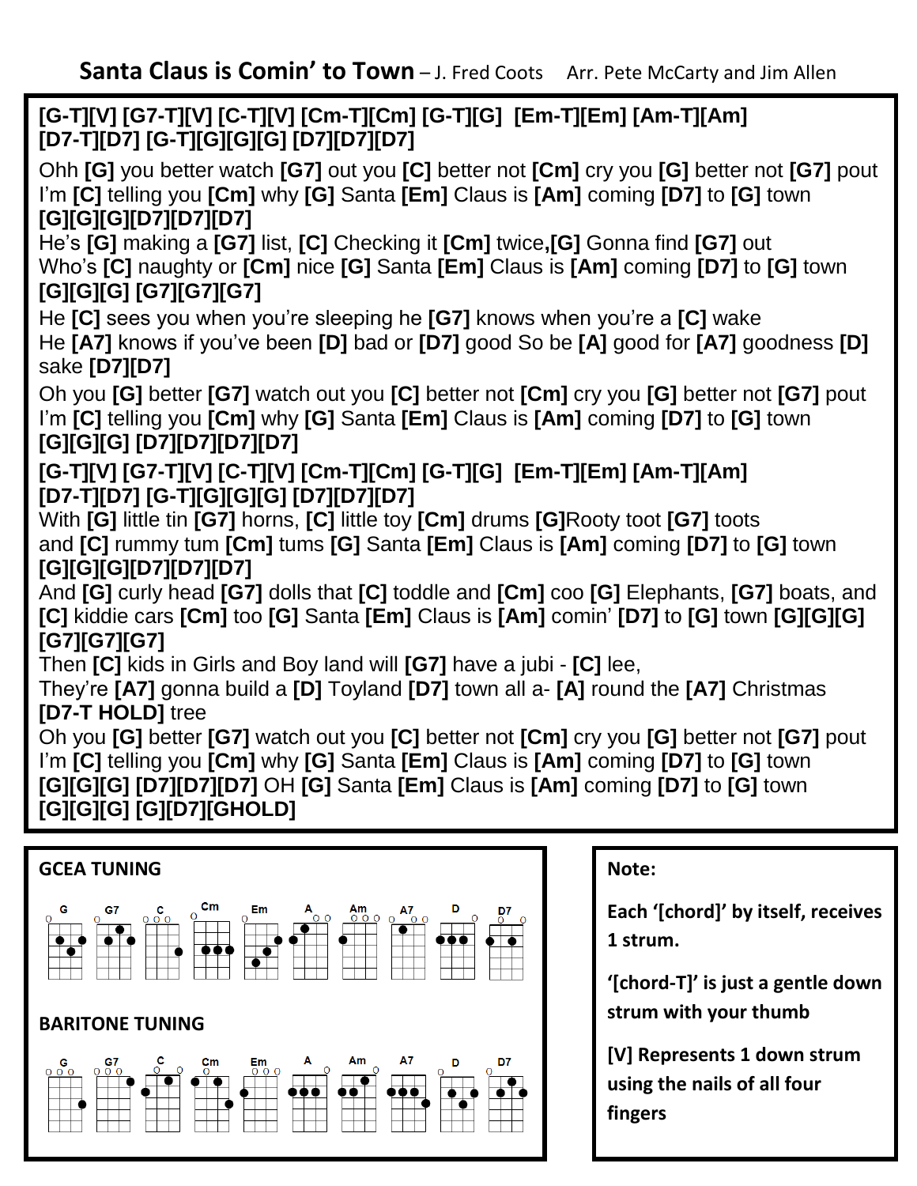# Santa Claus is Comin' to Town – J. Fred Coots Arr. Pete McCarty and Jim Allen

**[G-T][V] [G7-T][V] [C-T][V] [Cm-T][Cm] [G-T][G] [Em-T][Em] [Am-T][Am] [D7-T][D7] [G-T][G][G][G] [D7][D7][D7]**

Ohh **[G]** you better watch **[G7]** out you **[C]** better not **[Cm]** cry you **[G]** better not **[G7]** pout
I'm **[C]** telling you **[Cm]** why **[G]** Santa **[Em]** Claus is **[Am]** coming **[D7]** to **[G]** town
**[G][G][G][D7][D7][D7]**
He's **[G]** making a **[G7]** list, **[C]** Checking it **[Cm]** twice**,[G]** Gonna find **[G7]** out
Who's **[C]** naughty or **[Cm]** nice **[G]** Santa **[Em]** Claus is **[Am]** coming **[D7]** to **[G]** town
**[G][G][G] [G7][G7][G7]**

He **[C]** sees you when you're sleeping he **[G7]** knows when you're a **[C]** wake
He **[A7]** knows if you've been **[D]** bad or **[D7]** good So be **[A]** good for **[A7]** goodness **[D]** sake **[D7][D7]**

Oh you **[G]** better **[G7]** watch out you **[C]** better not **[Cm]** cry you **[G]** better not **[G7]** pout
I'm **[C]** telling you **[Cm]** why **[G]** Santa **[Em]** Claus is **[Am]** coming **[D7]** to **[G]** town
**[G][G][G] [D7][D7][D7][D7]**

**[G-T][V] [G7-T][V] [C-T][V] [Cm-T][Cm] [G-T][G] [Em-T][Em] [Am-T][Am] [D7-T][D7] [G-T][G][G][G] [D7][D7][D7]**

With **[G]** little tin **[G7]** horns, **[C]** little toy **[Cm]** drums **[G]**Rooty toot **[G7]** toots
and **[C]** rummy tum **[Cm]** tums **[G]** Santa **[Em]** Claus is **[Am]** coming **[D7]** to **[G]** town
**[G][G][G][D7][D7][D7]**
And **[G]** curly head **[G7]** dolls that **[C]** toddle and **[Cm]** coo **[G]** Elephants, **[G7]** boats, and **[C]** kiddie cars **[Cm]** too **[G]** Santa **[Em]** Claus is **[Am]** comin' **[D7]** to **[G]** town **[G][G][G] [G7][G7][G7]**
Then **[C]** kids in Girls and Boy land will **[G7]** have a jubi - **[C]** lee,
They're **[A7]** gonna build a **[D]** Toyland **[D7]** town all a- **[A]** round the **[A7]** Christmas **[D7-T HOLD]** tree
Oh you **[G]** better **[G7]** watch out you **[C]** better not **[Cm]** cry you **[G]** better not **[G7]** pout
I'm **[C]** telling you **[Cm]** why **[G]** Santa **[Em]** Claus is **[Am]** coming **[D7]** to **[G]** town
**[G][G][G] [D7][D7][D7]** OH **[G]** Santa **[Em]** Claus is **[Am]** coming **[D7]** to **[G]** town
**[G][G][G] [G][D7][GHOLD]**

**GCEA TUNING**

G G7 C Cm Em A Am A7 D D7

**BARITONE TUNING**

G G7 C Cm Em A Am A7 D D7

**Note:**

**Each '[chord]' by itself, receives 1 strum.**

**'[chord-T]' is just a gentle down strum with your thumb**

**[V] Represents 1 down strum using the nails of all four fingers**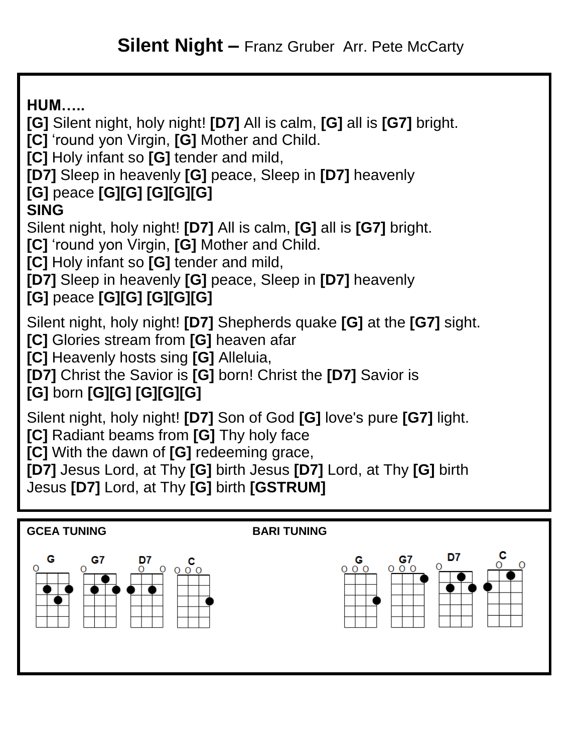# **Silent Night –** Franz Gruber Arr. Pete McCarty

**HUM…..**
**[G]** Silent night, holy night! **[D7]** All is calm, **[G]** all is **[G7]** bright.
**[C]** 'round yon Virgin, **[G]** Mother and Child.
**[C]** Holy infant so **[G]** tender and mild,
**[D7]** Sleep in heavenly **[G]** peace, Sleep in **[D7]** heavenly
**[G]** peace **[G][G] [G][G][G]**
**SING**
Silent night, holy night! **[D7]** All is calm, **[G]** all is **[G7]** bright.
**[C]** 'round yon Virgin, **[G]** Mother and Child.
**[C]** Holy infant so **[G]** tender and mild,
**[D7]** Sleep in heavenly **[G]** peace, Sleep in **[D7]** heavenly
**[G]** peace **[G][G] [G][G][G]**

Silent night, holy night! **[D7]** Shepherds quake **[G]** at the **[G7]** sight.
**[C]** Glories stream from **[G]** heaven afar
**[C]** Heavenly hosts sing **[G]** Alleluia,
**[D7]** Christ the Savior is **[G]** born! Christ the **[D7]** Savior is
**[G]** born **[G][G] [G][G][G]**

Silent night, holy night! **[D7]** Son of God **[G]** love's pure **[G7]** light.
**[C]** Radiant beams from **[G]** Thy holy face
**[C]** With the dawn of **[G]** redeeming grace,
**[D7]** Jesus Lord, at Thy **[G]** birth Jesus **[D7]** Lord, at Thy **[G]** birth
Jesus **[D7]** Lord, at Thy **[G]** birth **[GSTRUM]**

**GCEA TUNING** — G, G7, D7, C

**BARI TUNING** — G, G7, D7, C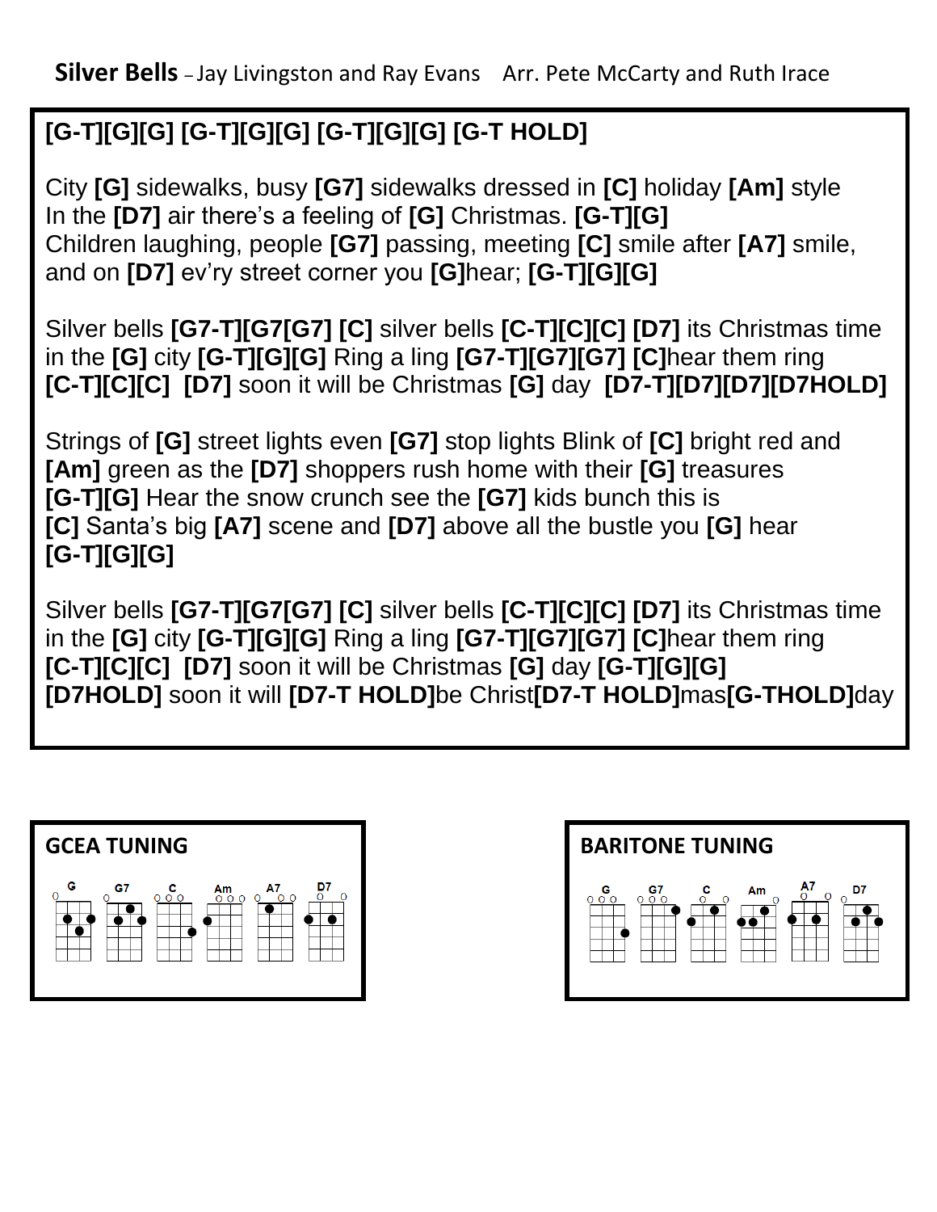**Silver Bells** – Jay Livingston and Ray Evans  Arr. Pete McCarty and Ruth Irace

**[G-T][G][G] [G-T][G][G] [G-T][G][G] [G-T HOLD]**

City **[G]** sidewalks, busy **[G7]** sidewalks dressed in **[C]** holiday **[Am]** style
In the **[D7]** air there's a feeling of **[G]** Christmas. **[G-T][G]**
Children laughing, people **[G7]** passing, meeting **[C]** smile after **[A7]** smile,
and on **[D7]** ev'ry street corner you **[G]**hear; **[G-T][G][G]**

Silver bells **[G7-T][G7[G7] [C]** silver bells **[C-T][C][C] [D7]** its Christmas time
in the **[G]** city **[G-T][G][G]** Ring a ling **[G7-T][G7][G7] [C]**hear them ring
**[C-T][C][C] [D7]** soon it will be Christmas **[G]** day **[D7-T][D7][D7][D7HOLD]**

Strings of **[G]** street lights even **[G7]** stop lights Blink of **[C]** bright red and
**[Am]** green as the **[D7]** shoppers rush home with their **[G]** treasures
**[G-T][G]** Hear the snow crunch see the **[G7]** kids bunch this is
**[C]** Santa's big **[A7]** scene and **[D7]** above all the bustle you **[G]** hear
**[G-T][G][G]**

Silver bells **[G7-T][G7[G7] [C]** silver bells **[C-T][C][C] [D7]** its Christmas time
in the **[G]** city **[G-T][G][G]** Ring a ling **[G7-T][G7][G7] [C]**hear them ring
**[C-T][C][C] [D7]** soon it will be Christmas **[G]** day **[G-T][G][G]**
**[D7HOLD]** soon it will **[D7-T HOLD]**be Christ**[D7-T HOLD]**mas**[G-THOLD]**day

**GCEA TUNING**

G G7 C Am A7 D7

**BARITONE TUNING**

G G7 C Am A7 D7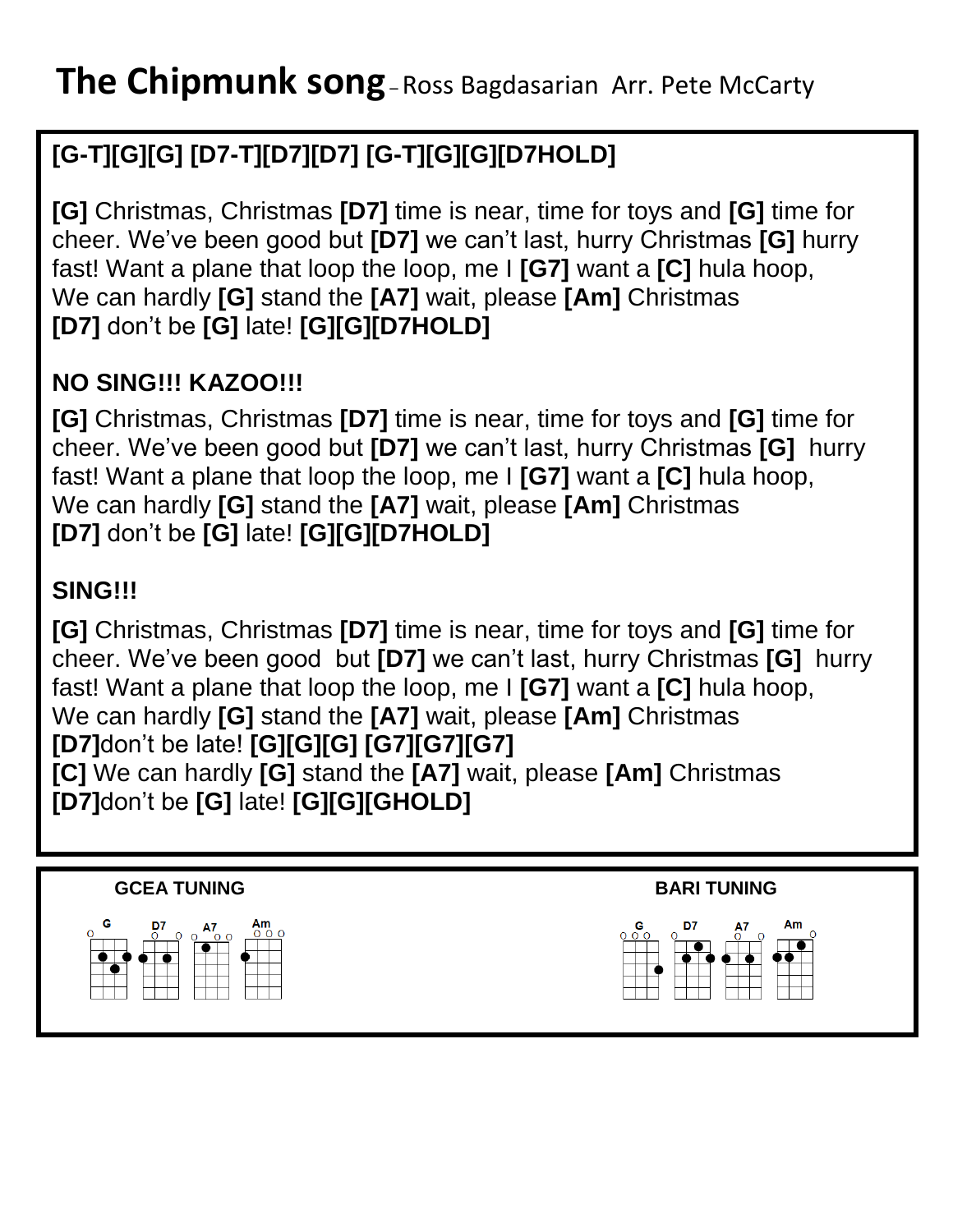# The Chipmunk song – Ross Bagdasarian Arr. Pete McCarty

**[G-T][G][G] [D7-T][D7][D7] [G-T][G][G][D7HOLD]**

**[G]** Christmas, Christmas **[D7]** time is near, time for toys and **[G]** time for cheer. We've been good but **[D7]** we can't last, hurry Christmas **[G]** hurry fast! Want a plane that loop the loop, me I **[G7]** want a **[C]** hula hoop, We can hardly **[G]** stand the **[A7]** wait, please **[Am]** Christmas **[D7]** don't be **[G]** late! **[G][G][D7HOLD]**

**NO SING!!! KAZOO!!!**

**[G]** Christmas, Christmas **[D7]** time is near, time for toys and **[G]** time for cheer. We've been good but **[D7]** we can't last, hurry Christmas **[G]** hurry fast! Want a plane that loop the loop, me I **[G7]** want a **[C]** hula hoop, We can hardly **[G]** stand the **[A7]** wait, please **[Am]** Christmas **[D7]** don't be **[G]** late! **[G][G][D7HOLD]**

**SING!!!**

**[G]** Christmas, Christmas **[D7]** time is near, time for toys and **[G]** time for cheer. We've been good but **[D7]** we can't last, hurry Christmas **[G]** hurry fast! Want a plane that loop the loop, me I **[G7]** want a **[C]** hula hoop, We can hardly **[G]** stand the **[A7]** wait, please **[Am]** Christmas **[D7]**don't be late! **[G][G][G] [G7][G7][G7]**
**[C]** We can hardly **[G]** stand the **[A7]** wait, please **[Am]** Christmas **[D7]**don't be **[G]** late! **[G][G][GHOLD]**

**GCEA TUNING**

G D7 A7 Am

**BARI TUNING**

G D7 A7 Am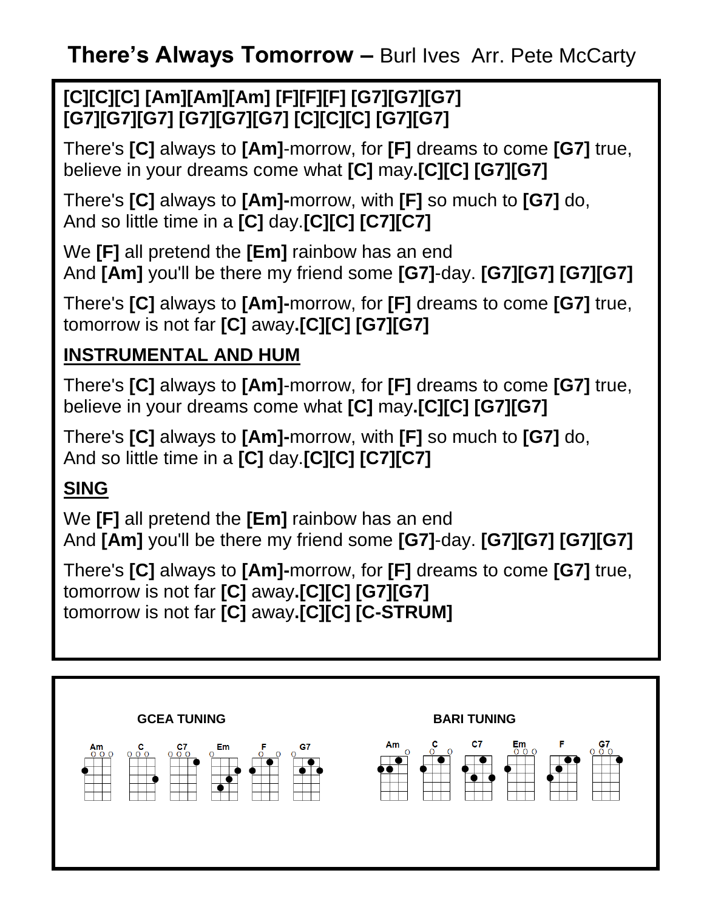# **There's Always Tomorrow –** Burl Ives Arr. Pete McCarty

**[C][C][C] [Am][Am][Am] [F][F][F] [G7][G7][G7]**
**[G7][G7][G7] [G7][G7][G7] [C][C][C] [G7][G7]**

There's **[C]** always to **[Am]**-morrow, for **[F]** dreams to come **[G7]** true,
believe in your dreams come what **[C]** may**.[C][C] [G7][G7]**

There's **[C]** always to **[Am]-**morrow, with **[F]** so much to **[G7]** do,
And so little time in a **[C]** day.**[C][C] [C7][C7]**

We **[F]** all pretend the **[Em]** rainbow has an end
And **[Am]** you'll be there my friend some **[G7]**-day. **[G7][G7] [G7][G7]**

There's **[C]** always to **[Am]-**morrow, for **[F]** dreams to come **[G7]** true,
tomorrow is not far **[C]** away**.[C][C] [G7][G7]**

**INSTRUMENTAL AND HUM**

There's **[C]** always to **[Am]**-morrow, for **[F]** dreams to come **[G7]** true,
believe in your dreams come what **[C]** may**.[C][C] [G7][G7]**

There's **[C]** always to **[Am]-**morrow, with **[F]** so much to **[G7]** do,
And so little time in a **[C]** day.**[C][C] [C7][C7]**

**SING**

We **[F]** all pretend the **[Em]** rainbow has an end
And **[Am]** you'll be there my friend some **[G7]**-day. **[G7][G7] [G7][G7]**

There's **[C]** always to **[Am]-**morrow, for **[F]** dreams to come **[G7]** true,
tomorrow is not far **[C]** away**.[C][C] [G7][G7]**
tomorrow is not far **[C]** away**.[C][C] [C-STRUM]**

**GCEA TUNING**

Am C C7 Em F G7

**BARI TUNING**

Am C C7 Em F G7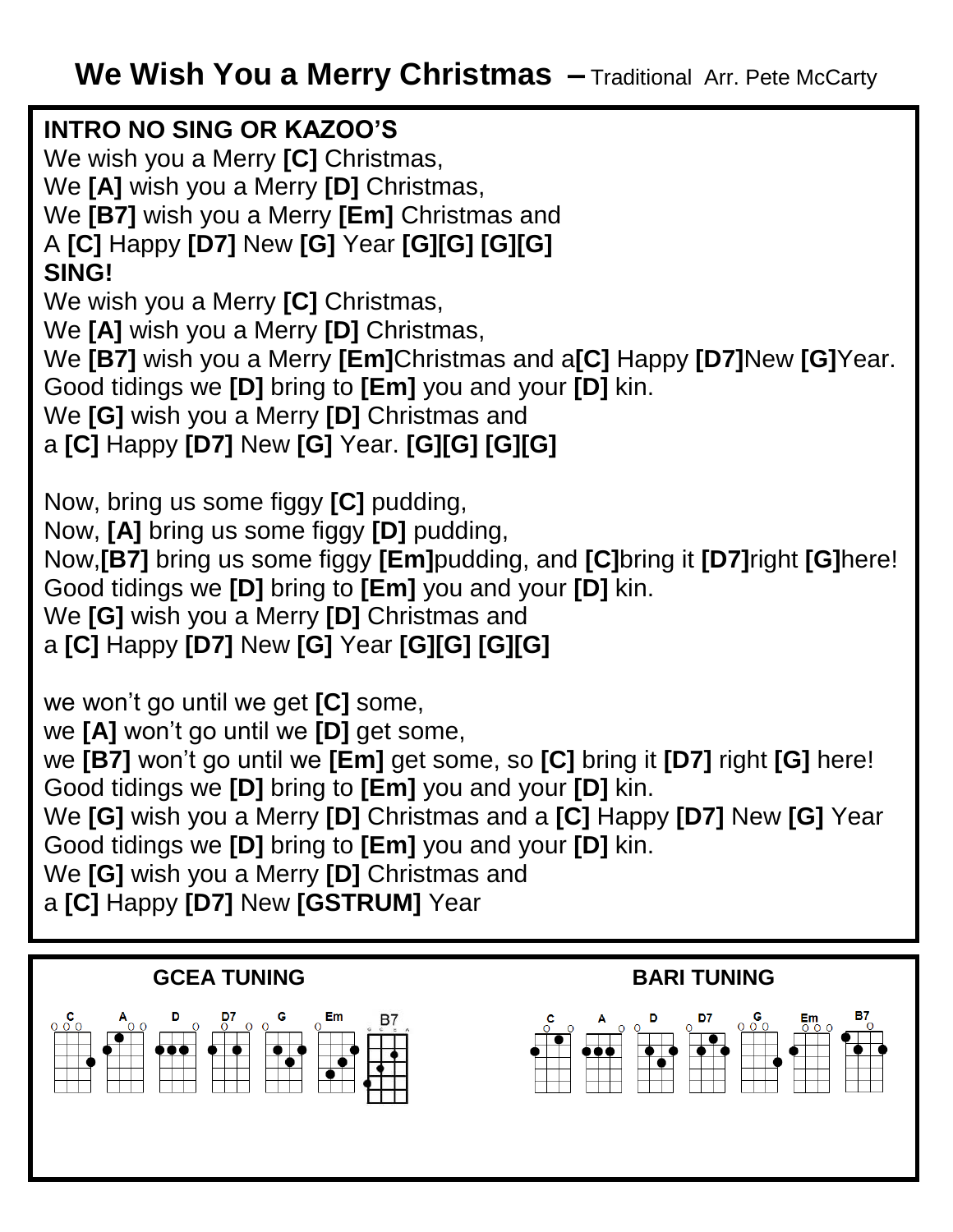# We Wish You a Merry Christmas – Traditional Arr. Pete McCarty

**INTRO NO SING OR KAZOO'S**
We wish you a Merry **[C]** Christmas,
We **[A]** wish you a Merry **[D]** Christmas,
We **[B7]** wish you a Merry **[Em]** Christmas and
A **[C]** Happy **[D7]** New **[G]** Year **[G][G] [G][G]**
**SING!**
We wish you a Merry **[C]** Christmas,
We **[A]** wish you a Merry **[D]** Christmas,
We **[B7]** wish you a Merry **[Em]**Christmas and a**[C]** Happy **[D7]**New **[G]**Year.
Good tidings we **[D]** bring to **[Em]** you and your **[D]** kin.
We **[G]** wish you a Merry **[D]** Christmas and
a **[C]** Happy **[D7]** New **[G]** Year. **[G][G] [G][G]**

Now, bring us some figgy **[C]** pudding,
Now, **[A]** bring us some figgy **[D]** pudding,
Now,**[B7]** bring us some figgy **[Em]**pudding, and **[C]**bring it **[D7]**right **[G]**here!
Good tidings we **[D]** bring to **[Em]** you and your **[D]** kin.
We **[G]** wish you a Merry **[D]** Christmas and
a **[C]** Happy **[D7]** New **[G]** Year **[G][G] [G][G]**

we won't go until we get **[C]** some,
we **[A]** won't go until we **[D]** get some,
we **[B7]** won't go until we **[Em]** get some, so **[C]** bring it **[D7]** right **[G]** here!
Good tidings we **[D]** bring to **[Em]** you and your **[D]** kin.
We **[G]** wish you a Merry **[D]** Christmas and a **[C]** Happy **[D7]** New **[G]** Year
Good tidings we **[D]** bring to **[Em]** you and your **[D]** kin.
We **[G]** wish you a Merry **[D]** Christmas and
a **[C]** Happy **[D7]** New **[GSTRUM]** Year

**GCEA TUNING**

C A D D7 G Em B7

**BARI TUNING**

C A D D7 G Em B7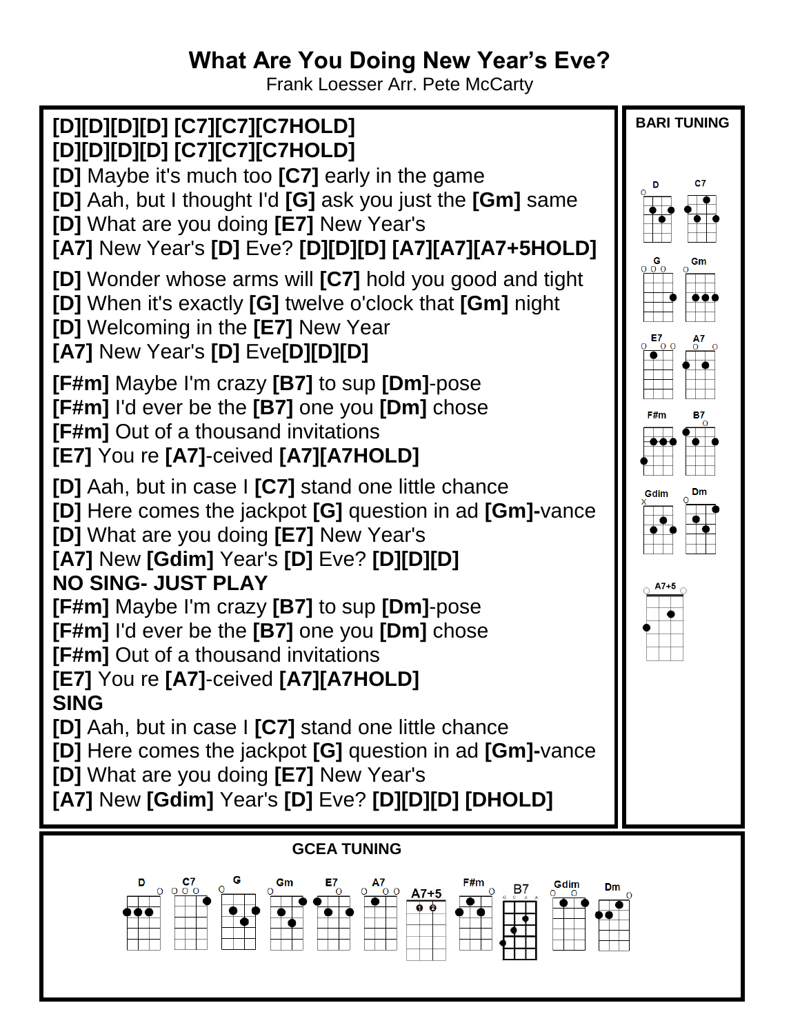# What Are You Doing New Year's Eve?

Frank Loesser Arr. Pete McCarty

**[D][D][D][D] [C7][C7][C7HOLD]**
**[D][D][D][D] [C7][C7][C7HOLD]**
**[D]** Maybe it's much too **[C7]** early in the game
**[D]** Aah, but I thought I'd **[G]** ask you just the **[Gm]** same
**[D]** What are you doing **[E7]** New Year's
**[A7]** New Year's **[D]** Eve? **[D][D][D] [A7][A7][A7+5HOLD]**

**[D]** Wonder whose arms will **[C7]** hold you good and tight
**[D]** When it's exactly **[G]** twelve o'clock that **[Gm]** night
**[D]** Welcoming in the **[E7]** New Year
**[A7]** New Year's **[D]** Eve**[D][D][D]**

**[F#m]** Maybe I'm crazy **[B7]** to sup **[Dm]**-pose
**[F#m]** I'd ever be the **[B7]** one you **[Dm]** chose
**[F#m]** Out of a thousand invitations
**[E7]** You re **[A7]**-ceived **[A7][A7HOLD]**

**[D]** Aah, but in case I **[C7]** stand one little chance
**[D]** Here comes the jackpot **[G]** question in ad **[Gm]-**vance
**[D]** What are you doing **[E7]** New Year's
**[A7]** New **[Gdim]** Year's **[D]** Eve? **[D][D][D]**
**NO SING- JUST PLAY**
**[F#m]** Maybe I'm crazy **[B7]** to sup **[Dm]**-pose
**[F#m]** I'd ever be the **[B7]** one you **[Dm]** chose
**[F#m]** Out of a thousand invitations
**[E7]** You re **[A7]**-ceived **[A7][A7HOLD]**
**SING**
**[D]** Aah, but in case I **[C7]** stand one little chance
**[D]** Here comes the jackpot **[G]** question in ad **[Gm]-**vance
**[D]** What are you doing **[E7]** New Year's
**[A7]** New **[Gdim]** Year's **[D]** Eve? **[D][D][D] [DHOLD]**

**BARI TUNING**

D, C7, G, Gm, E7, A7, F#m, B7, Gdim, Dm, A7+5

**GCEA TUNING**

D, C7, G, Gm, E7, A7, A7+5, F#m, B7, Gdim, Dm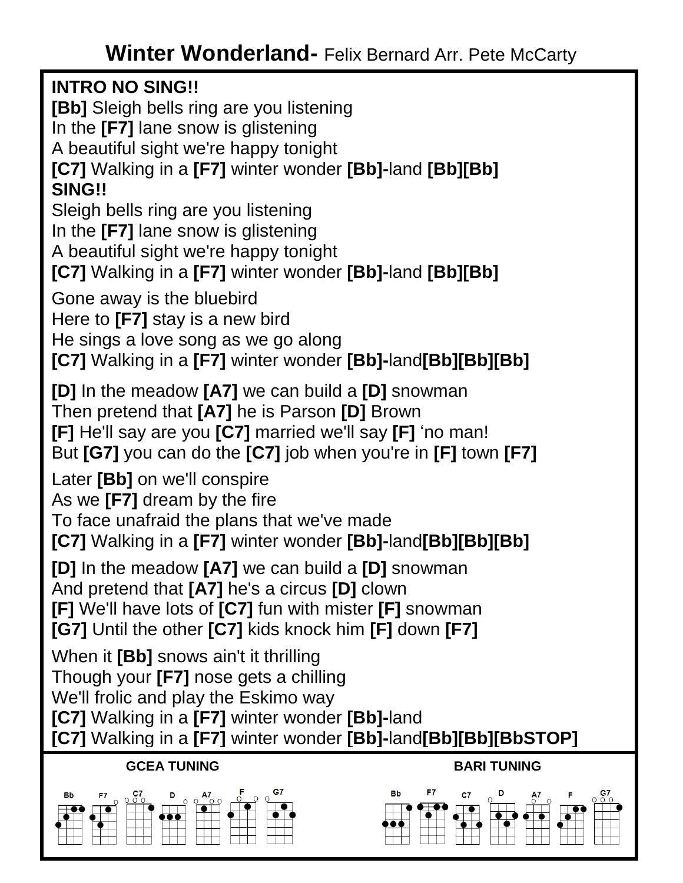# Winter Wonderland- Felix Bernard Arr. Pete McCarty

**INTRO NO SING!!**
**[Bb]** Sleigh bells ring are you listening
In the **[F7]** lane snow is glistening
A beautiful sight we're happy tonight
**[C7]** Walking in a **[F7]** winter wonder **[Bb]**-land **[Bb][Bb]**
**SING!!**
Sleigh bells ring are you listening
In the **[F7]** lane snow is glistening
A beautiful sight we're happy tonight
**[C7]** Walking in a **[F7]** winter wonder **[Bb]**-land **[Bb][Bb]**

Gone away is the bluebird
Here to **[F7]** stay is a new bird
He sings a love song as we go along
**[C7]** Walking in a **[F7]** winter wonder **[Bb]**-land**[Bb][Bb][Bb]**

**[D]** In the meadow **[A7]** we can build a **[D]** snowman
Then pretend that **[A7]** he is Parson **[D]** Brown
**[F]** He'll say are you **[C7]** married we'll say **[F]** 'no man!
But **[G7]** you can do the **[C7]** job when you're in **[F]** town **[F7]**

Later **[Bb]** on we'll conspire
As we **[F7]** dream by the fire
To face unafraid the plans that we've made
**[C7]** Walking in a **[F7]** winter wonder **[Bb]**-land**[Bb][Bb][Bb]**

**[D]** In the meadow **[A7]** we can build a **[D]** snowman
And pretend that **[A7]** he's a circus **[D]** clown
**[F]** We'll have lots of **[C7]** fun with mister **[F]** snowman
**[G7]** Until the other **[C7]** kids knock him **[F]** down **[F7]**

When it **[Bb]** snows ain't it thrilling
Though your **[F7]** nose gets a chilling
We'll frolic and play the Eskimo way
**[C7]** Walking in a **[F7]** winter wonder **[Bb]**-land
**[C7]** Walking in a **[F7]** winter wonder **[Bb]**-land**[Bb][Bb][BbSTOP]**

**GCEA TUNING**

Bb F7 C7 D A7 F G7

**BARI TUNING**

Bb F7 C7 D A7 F G7